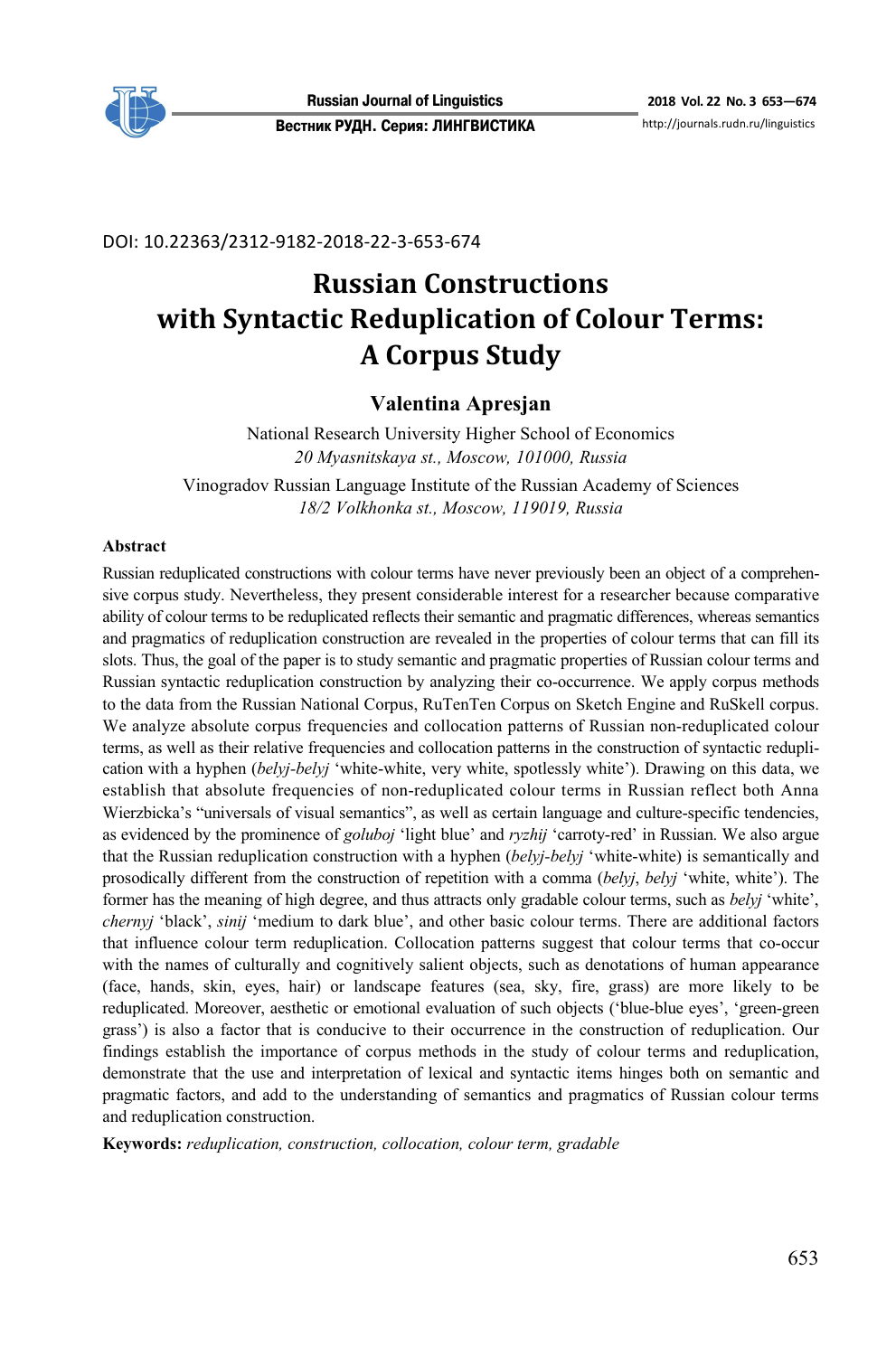DOI: 10.22363/2312-9182-2018-22-3-653-674

# Russian Constructions with Syntactic Reduplication of Colour Terms: A Corpus Study

**Valentina Apresjan**

National Research University Higher School of Economics
*20 Myasnitskaya st., Moscow, 101000, Russia*

Vinogradov Russian Language Institute of the Russian Academy of Sciences
*18/2 Volkhonka st., Moscow, 119019, Russia*

#### Abstract

Russian reduplicated constructions with colour terms have never previously been an object of a comprehensive corpus study. Nevertheless, they present considerable interest for a researcher because comparative ability of colour terms to be reduplicated reflects their semantic and pragmatic differences, whereas semantics and pragmatics of reduplication construction are revealed in the properties of colour terms that can fill its slots. Thus, the goal of the paper is to study semantic and pragmatic properties of Russian colour terms and Russian syntactic reduplication construction by analyzing their co-occurrence. We apply corpus methods to the data from the Russian National Corpus, RuTenTen Corpus on Sketch Engine and RuSkell corpus. We analyze absolute corpus frequencies and collocation patterns of Russian non-reduplicated colour terms, as well as their relative frequencies and collocation patterns in the construction of syntactic reduplication with a hyphen (*belyj-belyj* 'white-white, very white, spotlessly white'). Drawing on this data, we establish that absolute frequencies of non-reduplicated colour terms in Russian reflect both Anna Wierzbicka's "universals of visual semantics", as well as certain language and culture-specific tendencies, as evidenced by the prominence of *goluboj* 'light blue' and *ryzhij* 'carroty-red' in Russian. We also argue that the Russian reduplication construction with a hyphen (*belyj-belyj* 'white-white) is semantically and prosodically different from the construction of repetition with a comma (*belyj*, *belyj* 'white, white'). The former has the meaning of high degree, and thus attracts only gradable colour terms, such as *belyj* 'white', *chernyj* 'black', *sinij* 'medium to dark blue', and other basic colour terms. There are additional factors that influence colour term reduplication. Collocation patterns suggest that colour terms that co-occur with the names of culturally and cognitively salient objects, such as denotations of human appearance (face, hands, skin, eyes, hair) or landscape features (sea, sky, fire, grass) are more likely to be reduplicated. Moreover, aesthetic or emotional evaluation of such objects ('blue-blue eyes', 'green-green grass') is also a factor that is conducive to their occurrence in the construction of reduplication. Our findings establish the importance of corpus methods in the study of colour terms and reduplication, demonstrate that the use and interpretation of lexical and syntactic items hinges both on semantic and pragmatic factors, and add to the understanding of semantics and pragmatics of Russian colour terms and reduplication construction.

**Keywords:** *reduplication, construction, collocation, colour term, gradable*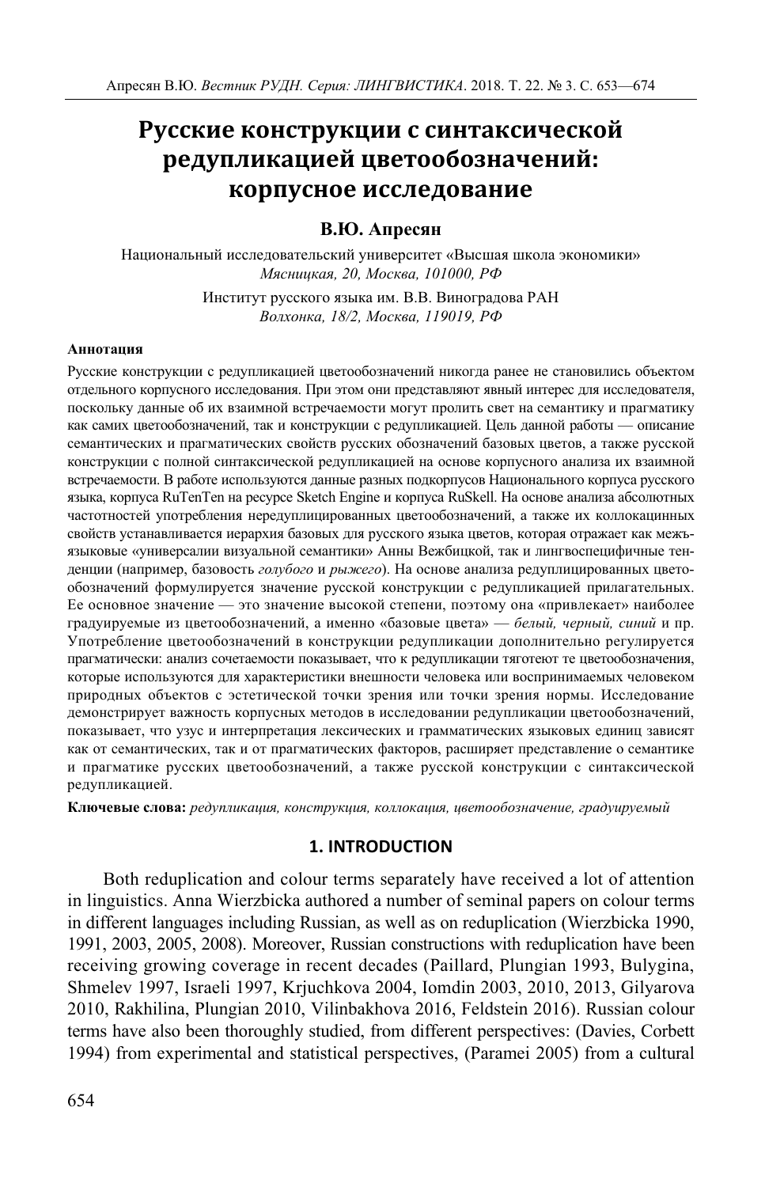# Русские конструкции с синтаксической редупликацией цветообозначений: корпусное исследование

**В.Ю. Апресян**

Национальный исследовательский университет «Высшая школа экономики»
*Мясницкая, 20, Москва, 101000, РФ*

Институт русского языка им. В.В. Виноградова РАН
*Волхонка, 18/2, Москва, 119019, РФ*

**Аннотация**

Русские конструкции с редупликацией цветообозначений никогда ранее не становились объектом отдельного корпусного исследования. При этом они представляют явный интерес для исследователя, поскольку данные об их взаимной встречаемости могут пролить свет на семантику и прагматику как самих цветообозначений, так и конструкции с редупликацией. Цель данной работы — описание семантических и прагматических свойств русских обозначений базовых цветов, а также русской конструкции с полной синтаксической редупликацией на основе корпусного анализа их взаимной встречаемости. В работе используются данные разных подкорпусов Национального корпуса русского языка, корпуса RuTenTen на ресурсе Sketch Engine и корпуса RuSkell. На основе анализа абсолютных частотностей употребления нередуплицированных цветообозначений, а также их коллокационных свойств устанавливается иерархия базовых для русского языка цветов, которая отражает как межъязыковые «универсалии визуальной семантики» Анны Вежбицкой, так и лингвоспецифичные тенденции (например, базовость *голубого* и *рыжего*). На основе анализа редуплицированных цветообозначений формулируется значение русской конструкции с редупликацией прилагательных. Ее основное значение — это значение высокой степени, поэтому она «привлекает» наиболее градуируемые из цветообозначений, а именно «базовые цвета» — *белый, черный, синий* и пр. Употребление цветообозначений в конструкции редупликации дополнительно регулируется прагматически: анализ сочетаемости показывает, что к редупликации тяготеют те цветообозначения, которые используются для характеристики внешности человека или воспринимаемых человеком природных объектов с эстетической точки зрения или точки зрения нормы. Исследование демонстрирует важность корпусных методов в исследовании редупликации цветообозначений, показывает, что узус и интерпретация лексических и грамматических языковых единиц зависят как от семантических, так и от прагматических факторов, расширяет представление о семантике и прагматике русских цветообозначений, а также русской конструкции с синтаксической редупликацией.

**Ключевые слова:** *редупликация, конструкция, коллокация, цветообозначение, градуируемый*

## 1. INTRODUCTION

Both reduplication and colour terms separately have received a lot of attention in linguistics. Anna Wierzbicka authored a number of seminal papers on colour terms in different languages including Russian, as well as on reduplication (Wierzbicka 1990, 1991, 2003, 2005, 2008). Moreover, Russian constructions with reduplication have been receiving growing coverage in recent decades (Paillard, Plungian 1993, Bulygina, Shmelev 1997, Israeli 1997, Krjuchkova 2004, Iomdin 2003, 2010, 2013, Gilyarova 2010, Rakhilina, Plungian 2010, Vilinbakhova 2016, Feldstein 2016). Russian colour terms have also been thoroughly studied, from different perspectives: (Davies, Corbett 1994) from experimental and statistical perspectives, (Paramei 2005) from a cultural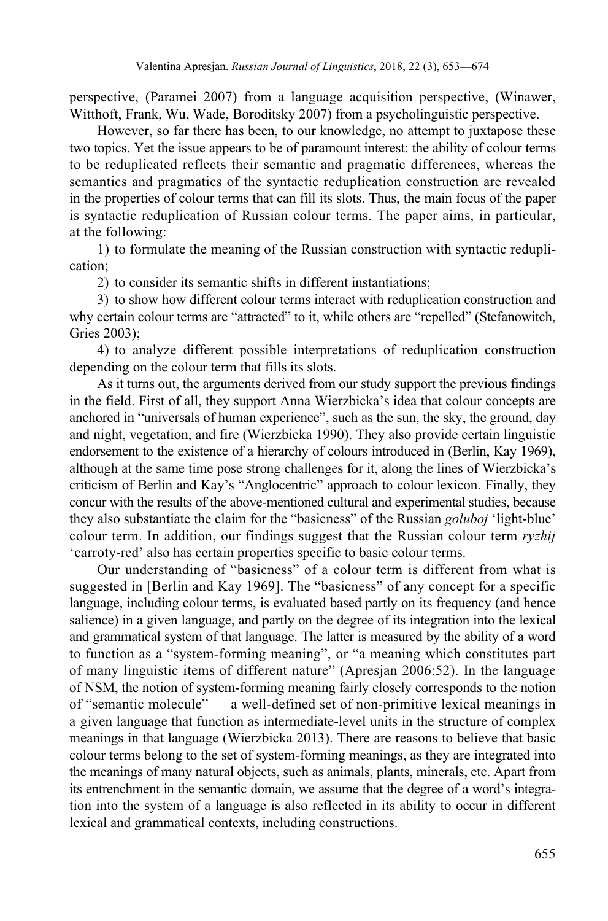perspective, (Paramei 2007) from a language acquisition perspective, (Winawer, Witthoft, Frank, Wu, Wade, Boroditsky 2007) from a psycholinguistic perspective.

However, so far there has been, to our knowledge, no attempt to juxtapose these two topics. Yet the issue appears to be of paramount interest: the ability of colour terms to be reduplicated reflects their semantic and pragmatic differences, whereas the semantics and pragmatics of the syntactic reduplication construction are revealed in the properties of colour terms that can fill its slots. Thus, the main focus of the paper is syntactic reduplication of Russian colour terms. The paper aims, in particular, at the following:

1) to formulate the meaning of the Russian construction with syntactic reduplication;

2) to consider its semantic shifts in different instantiations;

3) to show how different colour terms interact with reduplication construction and why certain colour terms are "attracted" to it, while others are "repelled" (Stefanowitch, Gries 2003);

4) to analyze different possible interpretations of reduplication construction depending on the colour term that fills its slots.

As it turns out, the arguments derived from our study support the previous findings in the field. First of all, they support Anna Wierzbicka's idea that colour concepts are anchored in "universals of human experience", such as the sun, the sky, the ground, day and night, vegetation, and fire (Wierzbicka 1990). They also provide certain linguistic endorsement to the existence of a hierarchy of colours introduced in (Berlin, Kay 1969), although at the same time pose strong challenges for it, along the lines of Wierzbicka's criticism of Berlin and Kay's "Anglocentric" approach to colour lexicon. Finally, they concur with the results of the above-mentioned cultural and experimental studies, because they also substantiate the claim for the "basicness" of the Russian *goluboj* 'light-blue' colour term. In addition, our findings suggest that the Russian colour term *ryzhij* 'carroty-red' also has certain properties specific to basic colour terms.

Our understanding of "basicness" of a colour term is different from what is suggested in [Berlin and Kay 1969]. The "basicness" of any concept for a specific language, including colour terms, is evaluated based partly on its frequency (and hence salience) in a given language, and partly on the degree of its integration into the lexical and grammatical system of that language. The latter is measured by the ability of a word to function as a "system-forming meaning", or "a meaning which constitutes part of many linguistic items of different nature" (Apresjan 2006:52). In the language of NSM, the notion of system-forming meaning fairly closely corresponds to the notion of "semantic molecule" — a well-defined set of non-primitive lexical meanings in a given language that function as intermediate-level units in the structure of complex meanings in that language (Wierzbicka 2013). There are reasons to believe that basic colour terms belong to the set of system-forming meanings, as they are integrated into the meanings of many natural objects, such as animals, plants, minerals, etc. Apart from its entrenchment in the semantic domain, we assume that the degree of a word's integration into the system of a language is also reflected in its ability to occur in different lexical and grammatical contexts, including constructions.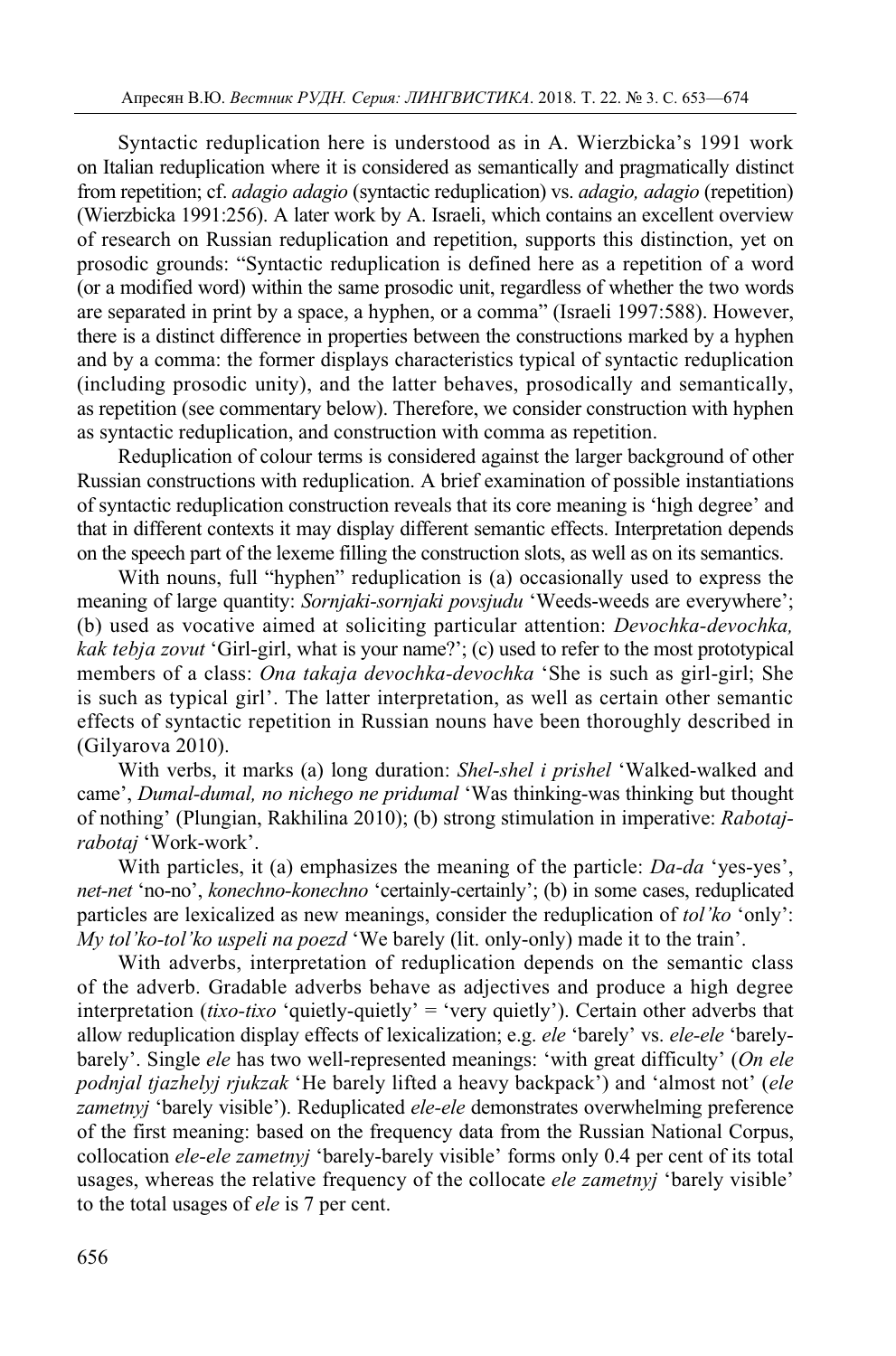Syntactic reduplication here is understood as in A. Wierzbicka's 1991 work on Italian reduplication where it is considered as semantically and pragmatically distinct from repetition; cf. *adagio adagio* (syntactic reduplication) vs. *adagio, adagio* (repetition) (Wierzbicka 1991:256). A later work by A. Israeli, which contains an excellent overview of research on Russian reduplication and repetition, supports this distinction, yet on prosodic grounds: "Syntactic reduplication is defined here as a repetition of a word (or a modified word) within the same prosodic unit, regardless of whether the two words are separated in print by a space, a hyphen, or a comma" (Israeli 1997:588). However, there is a distinct difference in properties between the constructions marked by a hyphen and by a comma: the former displays characteristics typical of syntactic reduplication (including prosodic unity), and the latter behaves, prosodically and semantically, as repetition (see commentary below). Therefore, we consider construction with hyphen as syntactic reduplication, and construction with comma as repetition.

Reduplication of colour terms is considered against the larger background of other Russian constructions with reduplication. A brief examination of possible instantiations of syntactic reduplication construction reveals that its core meaning is 'high degree' and that in different contexts it may display different semantic effects. Interpretation depends on the speech part of the lexeme filling the construction slots, as well as on its semantics.

With nouns, full "hyphen" reduplication is (a) occasionally used to express the meaning of large quantity: *Sornjaki-sornjaki povsjudu* 'Weeds-weeds are everywhere'; (b) used as vocative aimed at soliciting particular attention: *Devochka-devochka, kak tebja zovut* 'Girl-girl, what is your name?'; (c) used to refer to the most prototypical members of a class: *Ona takaja devochka-devochka* 'She is such as girl-girl; She is such as typical girl'. The latter interpretation, as well as certain other semantic effects of syntactic repetition in Russian nouns have been thoroughly described in (Gilyarova 2010).

With verbs, it marks (a) long duration: *Shel-shel i prishel* 'Walked-walked and came', *Dumal-dumal, no nichego ne pridumal* 'Was thinking-was thinking but thought of nothing' (Plungian, Rakhilina 2010); (b) strong stimulation in imperative: *Rabotaj-rabotaj* 'Work-work'.

With particles, it (a) emphasizes the meaning of the particle: *Da-da* 'yes-yes', *net-net* 'no-no', *konechno-konechno* 'certainly-certainly'; (b) in some cases, reduplicated particles are lexicalized as new meanings, consider the reduplication of *tol'ko* 'only': *My tol'ko-tol'ko uspeli na poezd* 'We barely (lit. only-only) made it to the train'.

With adverbs, interpretation of reduplication depends on the semantic class of the adverb. Gradable adverbs behave as adjectives and produce a high degree interpretation (*tixo-tixo* 'quietly-quietly' = 'very quietly'). Certain other adverbs that allow reduplication display effects of lexicalization; e.g. *ele* 'barely' vs. *ele-ele* 'barely-barely'. Single *ele* has two well-represented meanings: 'with great difficulty' (*On ele podnjal tjazhelyj rjukzak* 'He barely lifted a heavy backpack') and 'almost not' (*ele zametnyj* 'barely visible'). Reduplicated *ele-ele* demonstrates overwhelming preference of the first meaning: based on the frequency data from the Russian National Corpus, collocation *ele-ele zametnyj* 'barely-barely visible' forms only 0.4 per cent of its total usages, whereas the relative frequency of the collocate *ele zametnyj* 'barely visible' to the total usages of *ele* is 7 per cent.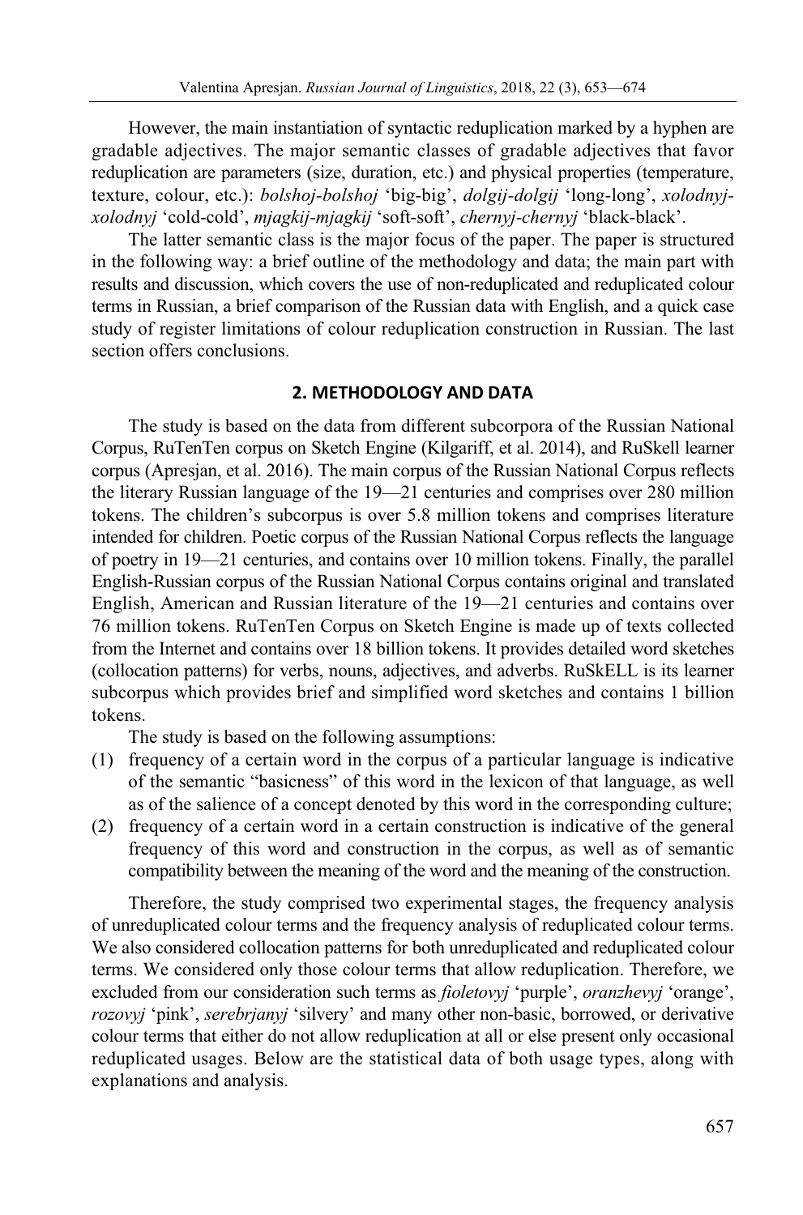However, the main instantiation of syntactic reduplication marked by a hyphen are gradable adjectives. The major semantic classes of gradable adjectives that favor reduplication are parameters (size, duration, etc.) and physical properties (temperature, texture, colour, etc.): *bolshoj-bolshoj* 'big-big', *dolgij-dolgij* 'long-long', *xolodnyj-xolodnyj* 'cold-cold', *mjagkij-mjagkij* 'soft-soft', *chernyj-chernyj* 'black-black'.

The latter semantic class is the major focus of the paper. The paper is structured in the following way: a brief outline of the methodology and data; the main part with results and discussion, which covers the use of non-reduplicated and reduplicated colour terms in Russian, a brief comparison of the Russian data with English, and a quick case study of register limitations of colour reduplication construction in Russian. The last section offers conclusions.

## 2. METHODOLOGY AND DATA

The study is based on the data from different subcorpora of the Russian National Corpus, RuTenTen corpus on Sketch Engine (Kilgariff, et al. 2014), and RuSkell learner corpus (Apresjan, et al. 2016). The main corpus of the Russian National Corpus reflects the literary Russian language of the 19—21 centuries and comprises over 280 million tokens. The children's subcorpus is over 5.8 million tokens and comprises literature intended for children. Poetic corpus of the Russian National Corpus reflects the language of poetry in 19—21 centuries, and contains over 10 million tokens. Finally, the parallel English-Russian corpus of the Russian National Corpus contains original and translated English, American and Russian literature of the 19—21 centuries and contains over 76 million tokens. RuTenTen Corpus on Sketch Engine is made up of texts collected from the Internet and contains over 18 billion tokens. It provides detailed word sketches (collocation patterns) for verbs, nouns, adjectives, and adverbs. RuSkELL is its learner subcorpus which provides brief and simplified word sketches and contains 1 billion tokens.

The study is based on the following assumptions:

(1) frequency of a certain word in the corpus of a particular language is indicative of the semantic "basicness" of this word in the lexicon of that language, as well as of the salience of a concept denoted by this word in the corresponding culture;

(2) frequency of a certain word in a certain construction is indicative of the general frequency of this word and construction in the corpus, as well as of semantic compatibility between the meaning of the word and the meaning of the construction.

Therefore, the study comprised two experimental stages, the frequency analysis of unreduplicated colour terms and the frequency analysis of reduplicated colour terms. We also considered collocation patterns for both unreduplicated and reduplicated colour terms. We considered only those colour terms that allow reduplication. Therefore, we excluded from our consideration such terms as *fioletovyj* 'purple', *oranzhevyj* 'orange', *rozovyj* 'pink', *serebrjanyj* 'silvery' and many other non-basic, borrowed, or derivative colour terms that either do not allow reduplication at all or else present only occasional reduplicated usages. Below are the statistical data of both usage types, along with explanations and analysis.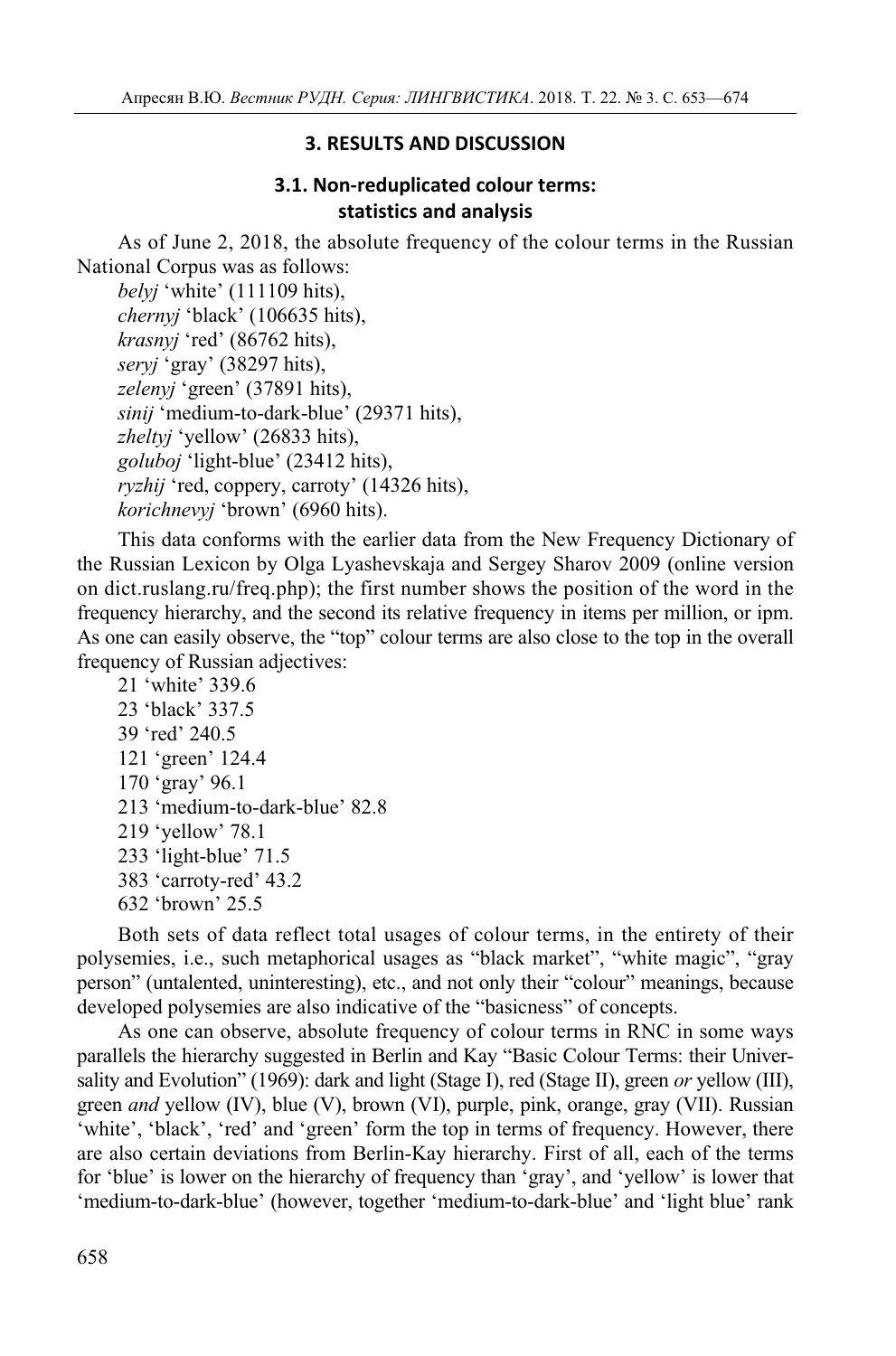## 3. RESULTS AND DISCUSSION

### 3.1. Non-reduplicated colour terms: statistics and analysis

As of June 2, 2018, the absolute frequency of the colour terms in the Russian National Corpus was as follows:

*belyj* 'white' (111109 hits),
*chernyj* 'black' (106635 hits),
*krasnyj* 'red' (86762 hits),
*seryj* 'gray' (38297 hits),
*zelenyj* 'green' (37891 hits),
*sinij* 'medium-to-dark-blue' (29371 hits),
*zheltyj* 'yellow' (26833 hits),
*goluboj* 'light-blue' (23412 hits),
*ryzhij* 'red, coppery, carroty' (14326 hits),
*korichnevyj* 'brown' (6960 hits).

This data conforms with the earlier data from the New Frequency Dictionary of the Russian Lexicon by Olga Lyashevskaja and Sergey Sharov 2009 (online version on dict.ruslang.ru/freq.php); the first number shows the position of the word in the frequency hierarchy, and the second its relative frequency in items per million, or ipm. As one can easily observe, the "top" colour terms are also close to the top in the overall frequency of Russian adjectives:

21 'white' 339.6
23 'black' 337.5
39 'red' 240.5
121 'green' 124.4
170 'gray' 96.1
213 'medium-to-dark-blue' 82.8
219 'yellow' 78.1
233 'light-blue' 71.5
383 'carroty-red' 43.2
632 'brown' 25.5

Both sets of data reflect total usages of colour terms, in the entirety of their polysemies, i.e., such metaphorical usages as "black market", "white magic", "gray person" (untalented, uninteresting), etc., and not only their "colour" meanings, because developed polysemies are also indicative of the "basicness" of concepts.

As one can observe, absolute frequency of colour terms in RNC in some ways parallels the hierarchy suggested in Berlin and Kay "Basic Colour Terms: their Universality and Evolution" (1969): dark and light (Stage I), red (Stage II), green *or* yellow (III), green *and* yellow (IV), blue (V), brown (VI), purple, pink, orange, gray (VII). Russian 'white', 'black', 'red' and 'green' form the top in terms of frequency. However, there are also certain deviations from Berlin-Kay hierarchy. First of all, each of the terms for 'blue' is lower on the hierarchy of frequency than 'gray', and 'yellow' is lower that 'medium-to-dark-blue' (however, together 'medium-to-dark-blue' and 'light blue' rank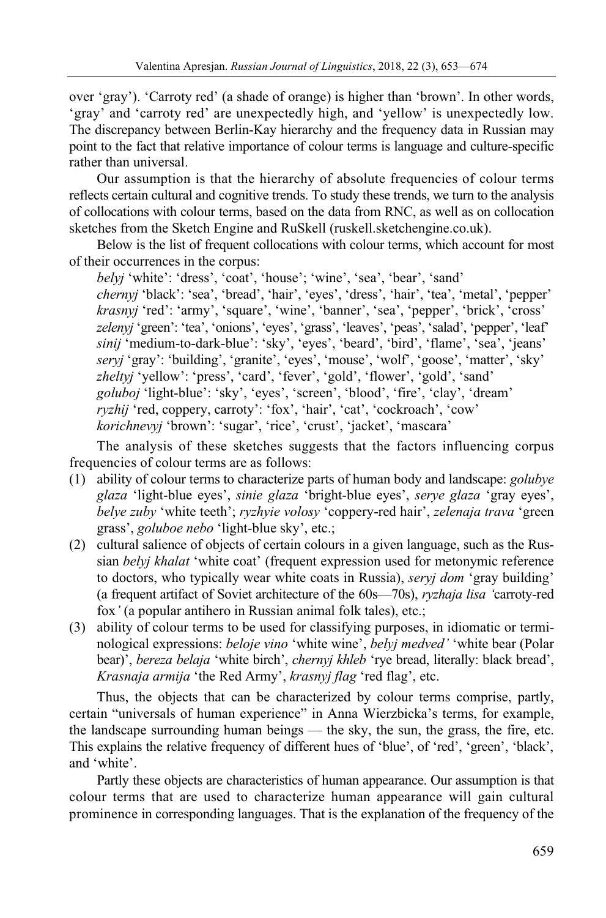over 'gray'). 'Carroty red' (a shade of orange) is higher than 'brown'. In other words, 'gray' and 'carroty red' are unexpectedly high, and 'yellow' is unexpectedly low. The discrepancy between Berlin-Kay hierarchy and the frequency data in Russian may point to the fact that relative importance of colour terms is language and culture-specific rather than universal.

Our assumption is that the hierarchy of absolute frequencies of colour terms reflects certain cultural and cognitive trends. To study these trends, we turn to the analysis of collocations with colour terms, based on the data from RNC, as well as on collocation sketches from the Sketch Engine and RuSkell (ruskell.sketchengine.co.uk).

Below is the list of frequent collocations with colour terms, which account for most of their occurrences in the corpus:

*belyj* 'white': 'dress', 'coat', 'house'; 'wine', 'sea', 'bear', 'sand'
*chernyj* 'black': 'sea', 'bread', 'hair', 'eyes', 'dress', 'hair', 'tea', 'metal', 'pepper'
*krasnyj* 'red': 'army', 'square', 'wine', 'banner', 'sea', 'pepper', 'brick', 'cross'
*zelenyj* 'green': 'tea', 'onions', 'eyes', 'grass', 'leaves', 'peas', 'salad', 'pepper', 'leaf'
*sinij* 'medium-to-dark-blue': 'sky', 'eyes', 'beard', 'bird', 'flame', 'sea', 'jeans'
*seryj* 'gray': 'building', 'granite', 'eyes', 'mouse', 'wolf', 'goose', 'matter', 'sky'
*zheltyj* 'yellow': 'press', 'card', 'fever', 'gold', 'flower', 'gold', 'sand'
*goluboj* 'light-blue': 'sky', 'eyes', 'screen', 'blood', 'fire', 'clay', 'dream'
*ryzhij* 'red, coppery, carroty': 'fox', 'hair', 'cat', 'cockroach', 'cow'
*korichnevyj* 'brown': 'sugar', 'rice', 'crust', 'jacket', 'mascara'

The analysis of these sketches suggests that the factors influencing corpus frequencies of colour terms are as follows:

(1) ability of colour terms to characterize parts of human body and landscape: *golubye glaza* 'light-blue eyes', *sinie glaza* 'bright-blue eyes', *serye glaza* 'gray eyes', *belye zuby* 'white teeth'; *ryzhyie volosy* 'coppery-red hair', *zelenaja trava* 'green grass', *goluboe nebo* 'light-blue sky', etc.;
(2) cultural salience of objects of certain colours in a given language, such as the Russian *belyj khalat* 'white coat' (frequent expression used for metonymic reference to doctors, who typically wear white coats in Russia), *seryj dom* 'gray building' (a frequent artifact of Soviet architecture of the 60s—70s), *ryzhaja lisa* 'carroty-red fox' (a popular antihero in Russian animal folk tales), etc.;
(3) ability of colour terms to be used for classifying purposes, in idiomatic or terminological expressions: *beloje vino* 'white wine', *belyj medved'* 'white bear (Polar bear)', *bereza belaja* 'white birch', *chernyj khleb* 'rye bread, literally: black bread', *Krasnaja armija* 'the Red Army', *krasnyj flag* 'red flag', etc.

Thus, the objects that can be characterized by colour terms comprise, partly, certain "universals of human experience" in Anna Wierzbicka's terms, for example, the landscape surrounding human beings — the sky, the sun, the grass, the fire, etc. This explains the relative frequency of different hues of 'blue', of 'red', 'green', 'black', and 'white'.

Partly these objects are characteristics of human appearance. Our assumption is that colour terms that are used to characterize human appearance will gain cultural prominence in corresponding languages. That is the explanation of the frequency of the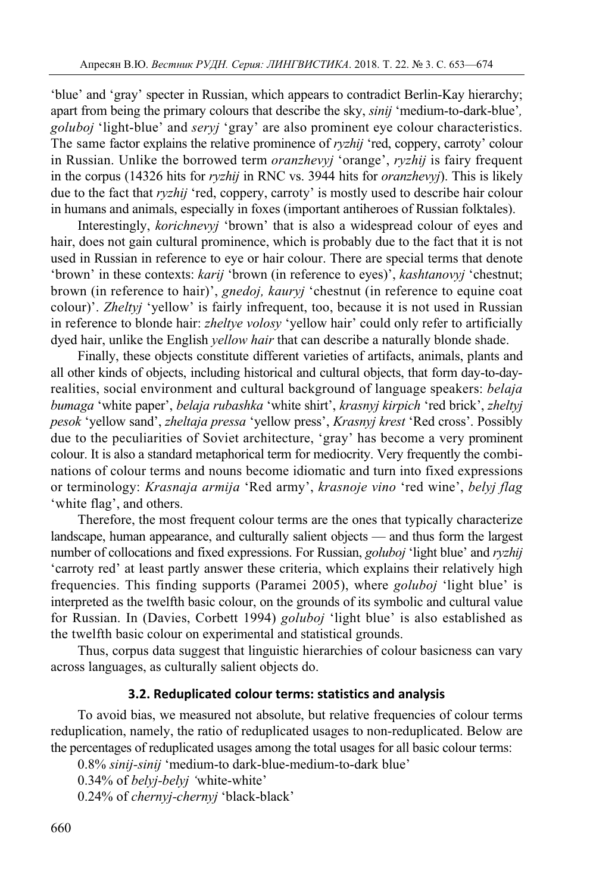'blue' and 'gray' specter in Russian, which appears to contradict Berlin-Kay hierarchy; apart from being the primary colours that describe the sky, *sinij* 'medium-to-dark-blue'*, goluboj* 'light-blue' and *seryj* 'gray' are also prominent eye colour characteristics. The same factor explains the relative prominence of *ryzhij* 'red, coppery, carroty' colour in Russian. Unlike the borrowed term *oranzhevyj* 'orange', *ryzhij* is fairy frequent in the corpus (14326 hits for *ryzhij* in RNC vs. 3944 hits for *oranzhevyj*). This is likely due to the fact that *ryzhij* 'red, coppery, carroty' is mostly used to describe hair colour in humans and animals, especially in foxes (important antiheroes of Russian folktales).

Interestingly, *korichnevyj* 'brown' that is also a widespread colour of eyes and hair, does not gain cultural prominence, which is probably due to the fact that it is not used in Russian in reference to eye or hair colour. There are special terms that denote 'brown' in these contexts: *karij* 'brown (in reference to eyes)', *kashtanovyj* 'chestnut; brown (in reference to hair)', *gnedoj, kauryj* 'chestnut (in reference to equine coat colour)'. *Zheltyj* 'yellow' is fairly infrequent, too, because it is not used in Russian in reference to blonde hair: *zheltye volosy* 'yellow hair' could only refer to artificially dyed hair, unlike the English *yellow hair* that can describe a naturally blonde shade.

Finally, these objects constitute different varieties of artifacts, animals, plants and all other kinds of objects, including historical and cultural objects, that form day-to-day-realities, social environment and cultural background of language speakers: *belaja bumaga* 'white paper', *belaja rubashka* 'white shirt', *krasnyj kirpich* 'red brick', *zheltyj pesok* 'yellow sand', *zheltaja pressa* 'yellow press', *Krasnyj krest* 'Red cross'. Possibly due to the peculiarities of Soviet architecture, 'gray' has become a very prominent colour. It is also a standard metaphorical term for mediocrity. Very frequently the combinations of colour terms and nouns become idiomatic and turn into fixed expressions or terminology: *Krasnaja armija* 'Red army', *krasnoje vino* 'red wine', *belyj flag* 'white flag', and others.

Therefore, the most frequent colour terms are the ones that typically characterize landscape, human appearance, and culturally salient objects — and thus form the largest number of collocations and fixed expressions. For Russian, *goluboj* 'light blue' and *ryzhij* 'carroty red' at least partly answer these criteria, which explains their relatively high frequencies. This finding supports (Paramei 2005), where *goluboj* 'light blue' is interpreted as the twelfth basic colour, on the grounds of its symbolic and cultural value for Russian. In (Davies, Corbett 1994) *goluboj* 'light blue' is also established as the twelfth basic colour on experimental and statistical grounds.

Thus, corpus data suggest that linguistic hierarchies of colour basicness can vary across languages, as culturally salient objects do.

### 3.2. Reduplicated colour terms: statistics and analysis

To avoid bias, we measured not absolute, but relative frequencies of colour terms reduplication, namely, the ratio of reduplicated usages to non-reduplicated. Below are the percentages of reduplicated usages among the total usages for all basic colour terms:

0.8% *sinij-sinij* 'medium-to dark-blue-medium-to-dark blue'

0.34% of *belyj-belyj* 'white-white'

0.24% of *chernyj-chernyj* 'black-black'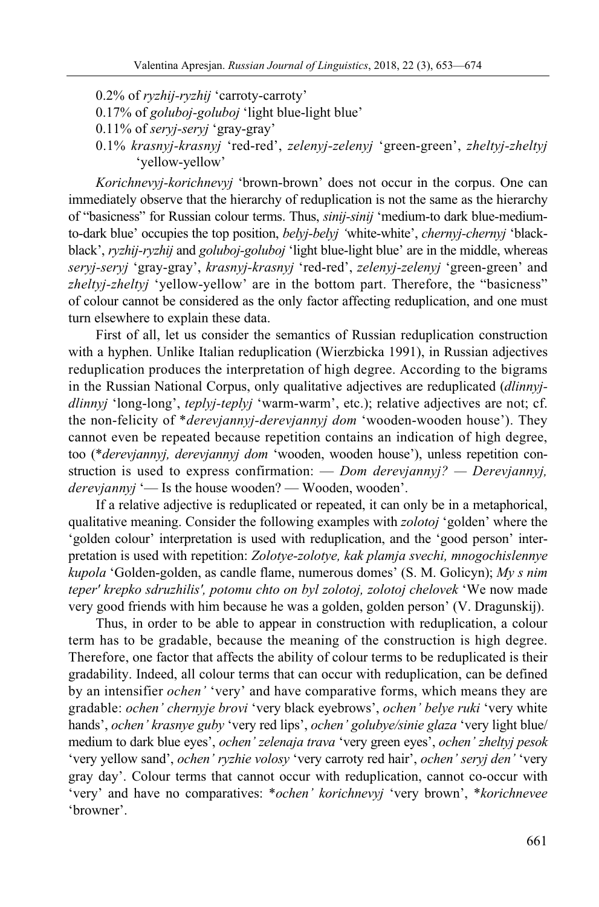0.2% of *ryzhij-ryzhij* 'carroty-carroty'
0.17% of *goluboj-goluboj* 'light blue-light blue'
0.11% of *seryj-seryj* 'gray-gray'
0.1% *krasnyj-krasnyj* 'red-red', *zelenyj-zelenyj* 'green-green', *zheltyj-zheltyj* 'yellow-yellow'

*Korichnevyj-korichnevyj* 'brown-brown' does not occur in the corpus. One can immediately observe that the hierarchy of reduplication is not the same as the hierarchy of "basicness" for Russian colour terms. Thus, *sinij-sinij* 'medium-to dark blue-medium-to-dark blue' occupies the top position, *belyj-belyj* 'white-white', *chernyj-chernyj* 'black-black', *ryzhij-ryzhij* and *goluboj-goluboj* 'light blue-light blue' are in the middle, whereas *seryj-seryj* 'gray-gray', *krasnyj-krasnyj* 'red-red', *zelenyj-zelenyj* 'green-green' and *zheltyj-zheltyj* 'yellow-yellow' are in the bottom part. Therefore, the "basicness" of colour cannot be considered as the only factor affecting reduplication, and one must turn elsewhere to explain these data.

First of all, let us consider the semantics of Russian reduplication construction with a hyphen. Unlike Italian reduplication (Wierzbicka 1991), in Russian adjectives reduplication produces the interpretation of high degree. According to the bigrams in the Russian National Corpus, only qualitative adjectives are reduplicated (*dlinnyj-dlinnyj* 'long-long', *teplyj-teplyj* 'warm-warm', etc.); relative adjectives are not; cf. the non-felicity of \**derevjannyj-derevjannyj dom* 'wooden-wooden house'). They cannot even be repeated because repetition contains an indication of high degree, too (\**derevjannyj, derevjannyj dom* 'wooden, wooden house'), unless repetition construction is used to express confirmation: — *Dom derevjannyj?* — *Derevjannyj, derevjannyj* '— Is the house wooden? — Wooden, wooden'.

If a relative adjective is reduplicated or repeated, it can only be in a metaphorical, qualitative meaning. Consider the following examples with *zolotoj* 'golden' where the 'golden colour' interpretation is used with reduplication, and the 'good person' interpretation is used with repetition: *Zolotye-zolotye, kak plamja svechi, mnogochislennye kupola* 'Golden-golden, as candle flame, numerous domes' (S. M. Golicyn); *My s nim teper' krepko sdruzhilis', potomu chto on byl zolotoj, zolotoj chelovek* 'We now made very good friends with him because he was a golden, golden person' (V. Dragunskij).

Thus, in order to be able to appear in construction with reduplication, a colour term has to be gradable, because the meaning of the construction is high degree. Therefore, one factor that affects the ability of colour terms to be reduplicated is their gradability. Indeed, all colour terms that can occur with reduplication, can be defined by an intensifier *ochen'* 'very' and have comparative forms, which means they are gradable: *ochen' chernyje brovi* 'very black eyebrows', *ochen' belye ruki* 'very white hands', *ochen' krasnye guby* 'very red lips', *ochen' golubye/sinie glaza* 'very light blue/medium to dark blue eyes', *ochen' zelenaja trava* 'very green eyes', *ochen' zheltyj pesok* 'very yellow sand', *ochen' ryzhie volosy* 'very carroty red hair', *ochen' seryj den'* 'very gray day'. Colour terms that cannot occur with reduplication, cannot co-occur with 'very' and have no comparatives: \**ochen' korichnevyj* 'very brown', \**korichnevee* 'browner'.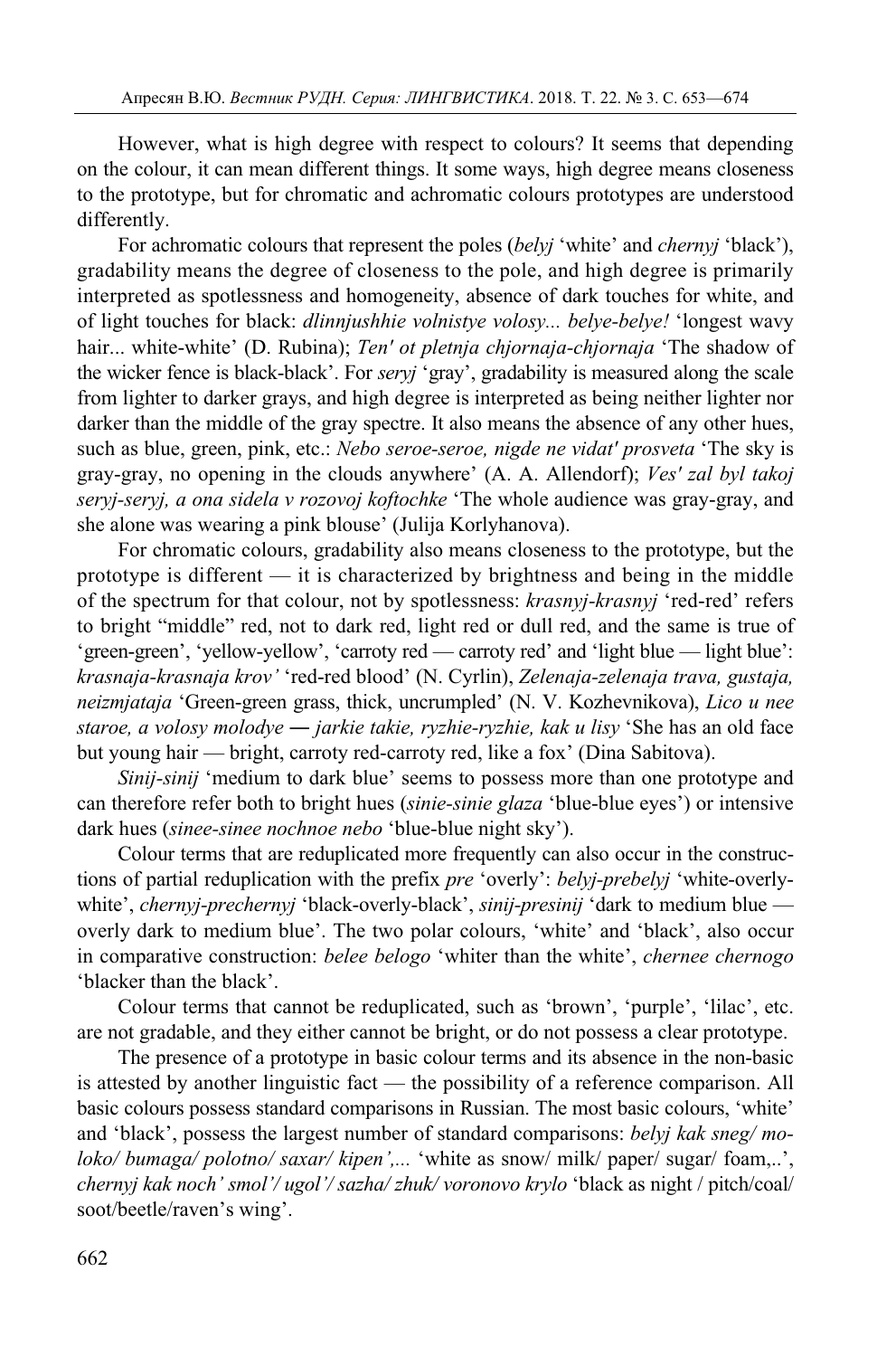However, what is high degree with respect to colours? It seems that depending on the colour, it can mean different things. It some ways, high degree means closeness to the prototype, but for chromatic and achromatic colours prototypes are understood differently.

For achromatic colours that represent the poles (*belyj* 'white' and *chernyj* 'black'), gradability means the degree of closeness to the pole, and high degree is primarily interpreted as spotlessness and homogeneity, absence of dark touches for white, and of light touches for black: *dlinnjushhie volnistye volosy... belye-belye!* 'longest wavy hair... white-white' (D. Rubina); *Ten' ot pletnja chjornaja-chjornaja* 'The shadow of the wicker fence is black-black'. For *seryj* 'gray', gradability is measured along the scale from lighter to darker grays, and high degree is interpreted as being neither lighter nor darker than the middle of the gray spectre. It also means the absence of any other hues, such as blue, green, pink, etc.: *Nebo seroe-seroe, nigde ne vidat' prosveta* 'The sky is gray-gray, no opening in the clouds anywhere' (A. A. Allendorf); *Ves' zal byl takoj seryj-seryj, a ona sidela v rozovoj koftochke* 'The whole audience was gray-gray, and she alone was wearing a pink blouse' (Julija Korlyhanova).

For chromatic colours, gradability also means closeness to the prototype, but the prototype is different — it is characterized by brightness and being in the middle of the spectrum for that colour, not by spotlessness: *krasnyj-krasnyj* 'red-red' refers to bright "middle" red, not to dark red, light red or dull red, and the same is true of 'green-green', 'yellow-yellow', 'carroty red — carroty red' and 'light blue — light blue': *krasnaja-krasnaja krov'* 'red-red blood' (N. Cyrlin), *Zelenaja-zelenaja trava, gustaja, neizmjataja* 'Green-green grass, thick, uncrumpled' (N. V. Kozhevnikova), *Lico u nee staroe, a volosy molodye — jarkie takie, ryzhie-ryzhie, kak u lisy* 'She has an old face but young hair — bright, carroty red-carroty red, like a fox' (Dina Sabitova).

*Sinij-sinij* 'medium to dark blue' seems to possess more than one prototype and can therefore refer both to bright hues (*sinie-sinie glaza* 'blue-blue eyes') or intensive dark hues (*sinee-sinee nochnoe nebo* 'blue-blue night sky').

Colour terms that are reduplicated more frequently can also occur in the constructions of partial reduplication with the prefix *pre* 'overly': *belyj-prebelyj* 'white-overly-white', *chernyj-prechernyj* 'black-overly-black', *sinij-presinij* 'dark to medium blue — overly dark to medium blue'. The two polar colours, 'white' and 'black', also occur in comparative construction: *belee belogo* 'whiter than the white', *chernee chernogo* 'blacker than the black'.

Colour terms that cannot be reduplicated, such as 'brown', 'purple', 'lilac', etc. are not gradable, and they either cannot be bright, or do not possess a clear prototype.

The presence of a prototype in basic colour terms and its absence in the non-basic is attested by another linguistic fact — the possibility of a reference comparison. All basic colours possess standard comparisons in Russian. The most basic colours, 'white' and 'black', possess the largest number of standard comparisons: *belyj kak sneg/ moloko/ bumaga/ polotno/ saxar/ kipen',...* 'white as snow/ milk/ paper/ sugar/ foam,..', *chernyj kak noch' smol'/ ugol'/ sazha/ zhuk/ voronovo krylo* 'black as night / pitch/coal/ soot/beetle/raven's wing'.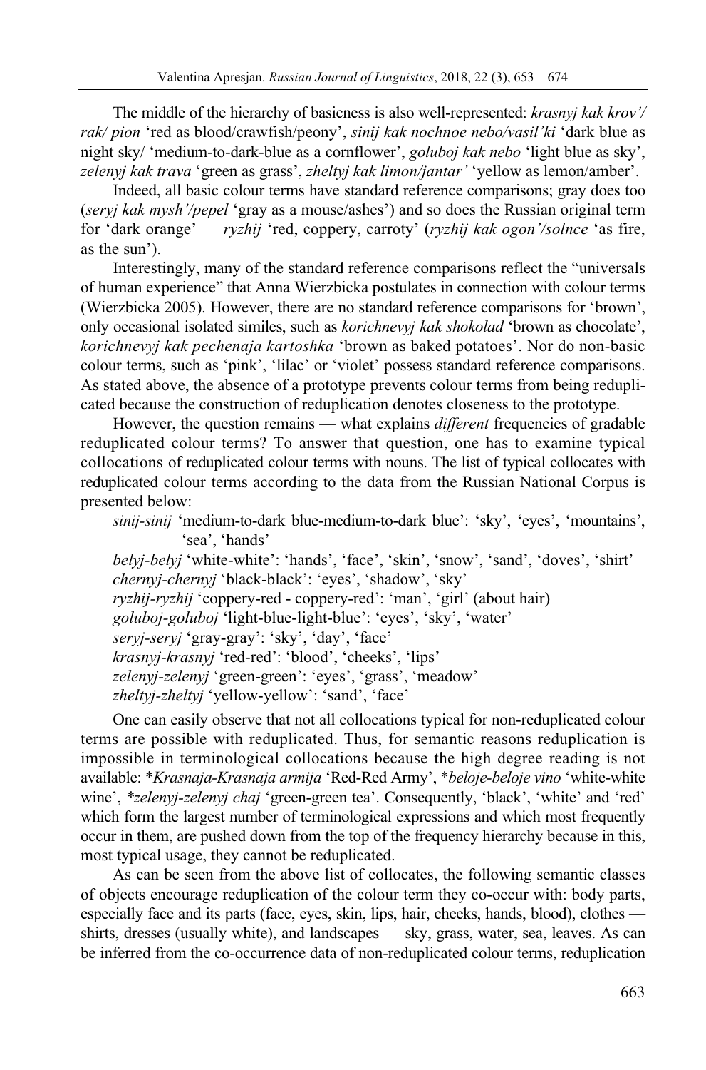The middle of the hierarchy of basicness is also well-represented: *krasnyj kak krov'/ rak/ pion* 'red as blood/crawfish/peony', *sinij kak nochnoe nebo/vasil'ki* 'dark blue as night sky/ 'medium-to-dark-blue as a cornflower', *goluboj kak nebo* 'light blue as sky', *zelenyj kak trava* 'green as grass', *zheltyj kak limon/jantar'* 'yellow as lemon/amber'.

Indeed, all basic colour terms have standard reference comparisons; gray does too (*seryj kak mysh'/pepel* 'gray as a mouse/ashes') and so does the Russian original term for 'dark orange' — *ryzhij* 'red, coppery, carroty' (*ryzhij kak ogon'/solnce* 'as fire, as the sun').

Interestingly, many of the standard reference comparisons reflect the "universals of human experience" that Anna Wierzbicka postulates in connection with colour terms (Wierzbicka 2005). However, there are no standard reference comparisons for 'brown', only occasional isolated similes, such as *korichnevyj kak shokolad* 'brown as chocolate', *korichnevyj kak pechenaja kartoshka* 'brown as baked potatoes'. Nor do non-basic colour terms, such as 'pink', 'lilac' or 'violet' possess standard reference comparisons. As stated above, the absence of a prototype prevents colour terms from being reduplicated because the construction of reduplication denotes closeness to the prototype.

However, the question remains — what explains *different* frequencies of gradable reduplicated colour terms? To answer that question, one has to examine typical collocations of reduplicated colour terms with nouns. The list of typical collocates with reduplicated colour terms according to the data from the Russian National Corpus is presented below:

*sinij-sinij* 'medium-to-dark blue-medium-to-dark blue': 'sky', 'eyes', 'mountains', 'sea', 'hands'  
*belyj-belyj* 'white-white': 'hands', 'face', 'skin', 'snow', 'sand', 'doves', 'shirt'  
*chernyj-chernyj* 'black-black': 'eyes', 'shadow', 'sky'  
*ryzhij-ryzhij* 'coppery-red - coppery-red': 'man', 'girl' (about hair)  
*goluboj-goluboj* 'light-blue-light-blue': 'eyes', 'sky', 'water'  
*seryj-seryj* 'gray-gray': 'sky', 'day', 'face'  
*krasnyj-krasnyj* 'red-red': 'blood', 'cheeks', 'lips'  
*zelenyj-zelenyj* 'green-green': 'eyes', 'grass', 'meadow'  
*zheltyj-zheltyj* 'yellow-yellow': 'sand', 'face'

One can easily observe that not all collocations typical for non-reduplicated colour terms are possible with reduplicated. Thus, for semantic reasons reduplication is impossible in terminological collocations because the high degree reading is not available: **Krasnaja-Krasnaja armija* 'Red-Red Army', **beloje-beloje vino* 'white-white wine', **zelenyj-zelenyj chaj* 'green-green tea'. Consequently, 'black', 'white' and 'red' which form the largest number of terminological expressions and which most frequently occur in them, are pushed down from the top of the frequency hierarchy because in this, most typical usage, they cannot be reduplicated.

As can be seen from the above list of collocates, the following semantic classes of objects encourage reduplication of the colour term they co-occur with: body parts, especially face and its parts (face, eyes, skin, lips, hair, cheeks, hands, blood), clothes — shirts, dresses (usually white), and landscapes — sky, grass, water, sea, leaves. As can be inferred from the co-occurrence data of non-reduplicated colour terms, reduplication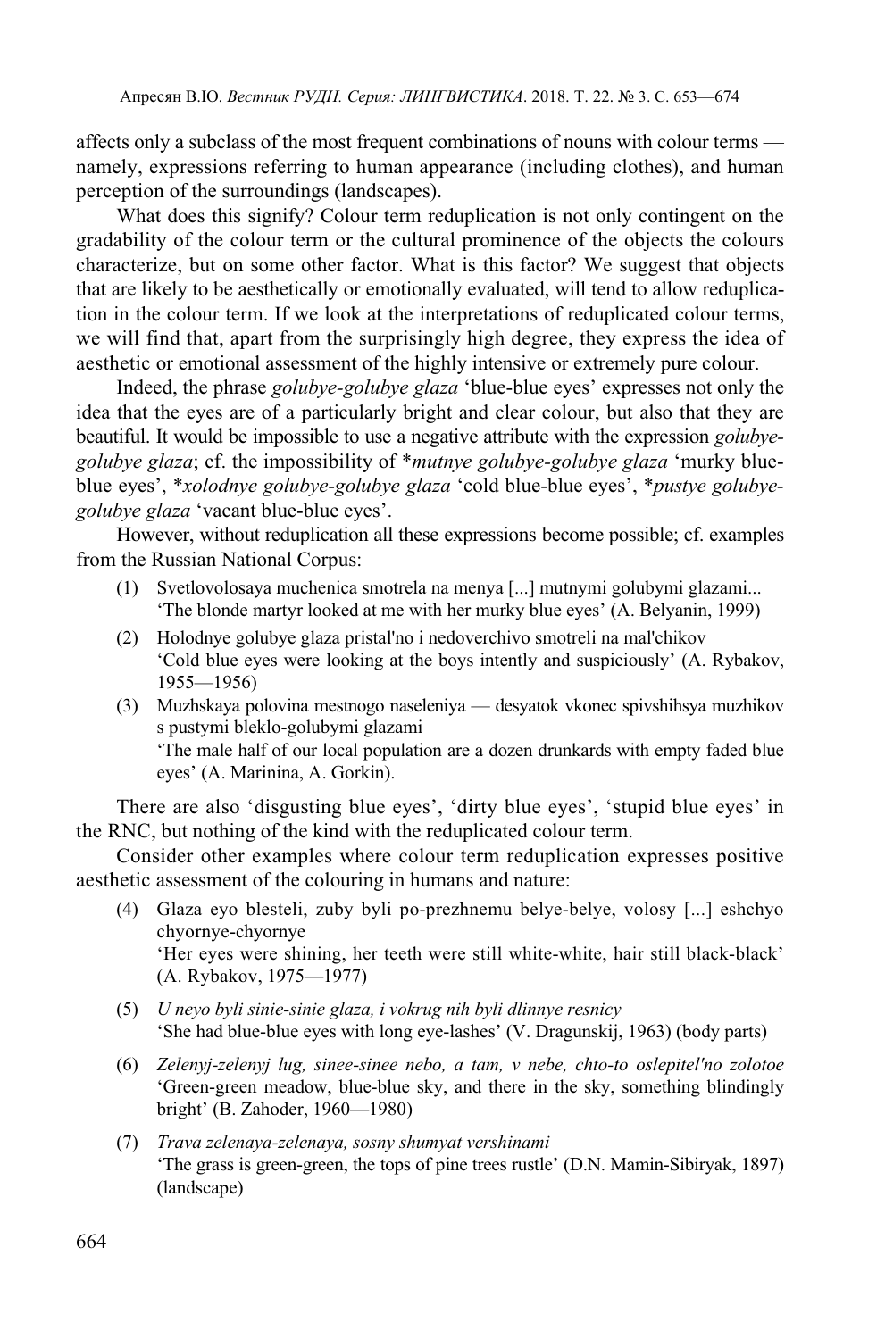affects only a subclass of the most frequent combinations of nouns with colour terms — namely, expressions referring to human appearance (including clothes), and human perception of the surroundings (landscapes).

What does this signify? Colour term reduplication is not only contingent on the gradability of the colour term or the cultural prominence of the objects the colours characterize, but on some other factor. What is this factor? We suggest that objects that are likely to be aesthetically or emotionally evaluated, will tend to allow reduplication in the colour term. If we look at the interpretations of reduplicated colour terms, we will find that, apart from the surprisingly high degree, they express the idea of aesthetic or emotional assessment of the highly intensive or extremely pure colour.

Indeed, the phrase *golubye-golubye glaza* 'blue-blue eyes' expresses not only the idea that the eyes are of a particularly bright and clear colour, but also that they are beautiful. It would be impossible to use a negative attribute with the expression *golubye-golubye glaza*; cf. the impossibility of **mutnye golubye-golubye glaza* 'murky blue-blue eyes', **xolodnye golubye-golubye glaza* 'cold blue-blue eyes', **pustye golubye-golubye glaza* 'vacant blue-blue eyes'.

However, without reduplication all these expressions become possible; cf. examples from the Russian National Corpus:

(1) Svetlovolosaya muchenica smotrela na menya [...] mutnymi golubymi glazami...
'The blonde martyr looked at me with her murky blue eyes' (A. Belyanin, 1999)

(2) Holodnye golubye glaza pristal'no i nedoverchivo smotreli na mal'chikov
'Cold blue eyes were looking at the boys intently and suspiciously' (A. Rybakov, 1955—1956)

(3) Muzhskaya polovina mestnogo naseleniya — desyatok vkonec spivshihsya muzhikov s pustymi bleklo-golubymi glazami
'The male half of our local population are a dozen drunkards with empty faded blue eyes' (A. Marinina, A. Gorkin).

There are also 'disgusting blue eyes', 'dirty blue eyes', 'stupid blue eyes' in the RNC, but nothing of the kind with the reduplicated colour term.

Consider other examples where colour term reduplication expresses positive aesthetic assessment of the colouring in humans and nature:

(4) Glaza eyo blesteli, zuby byli po-prezhnemu belye-belye, volosy [...] eshchyo chyornye-chyornye
'Her eyes were shining, her teeth were still white-white, hair still black-black' (A. Rybakov, 1975—1977)

(5) *U neyo byli sinie-sinie glaza, i vokrug nih byli dlinnye resnicy*
'She had blue-blue eyes with long eye-lashes' (V. Dragunskij, 1963) (body parts)

(6) *Zelenyj-zelenyj lug, sinee-sinee nebo, a tam, v nebe, chto-to oslepitel'no zolotoe*
'Green-green meadow, blue-blue sky, and there in the sky, something blindingly bright' (B. Zahoder, 1960—1980)

(7) *Trava zelenaya-zelenaya, sosny shumyat vershinami*
'The grass is green-green, the tops of pine trees rustle' (D.N. Mamin-Sibiryak, 1897) (landscape)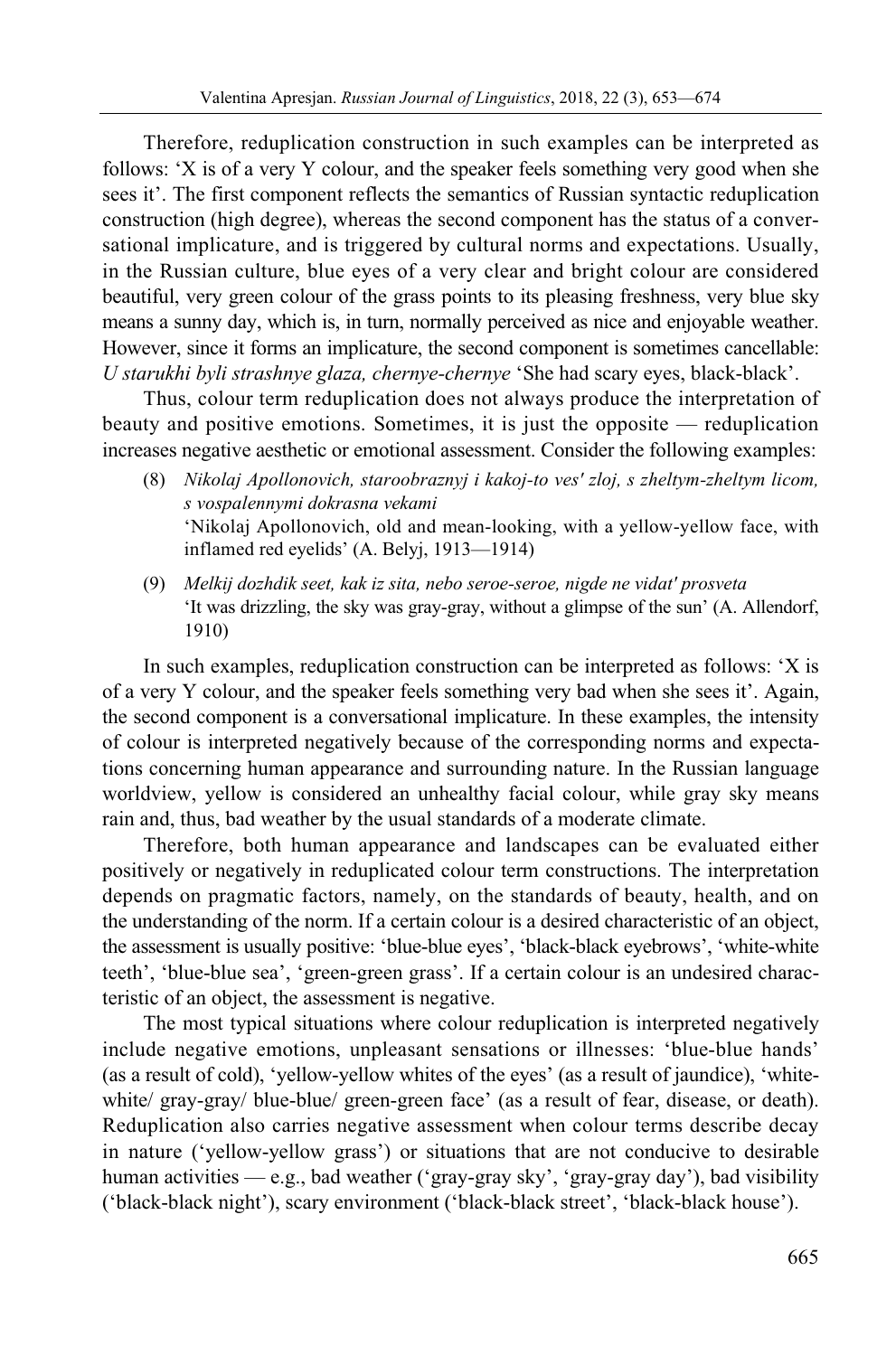Therefore, reduplication construction in such examples can be interpreted as follows: ‘X is of a very Y colour, and the speaker feels something very good when she sees it’. The first component reflects the semantics of Russian syntactic reduplication construction (high degree), whereas the second component has the status of a conversational implicature, and is triggered by cultural norms and expectations. Usually, in the Russian culture, blue eyes of a very clear and bright colour are considered beautiful, very green colour of the grass points to its pleasing freshness, very blue sky means a sunny day, which is, in turn, normally perceived as nice and enjoyable weather. However, since it forms an implicature, the second component is sometimes cancellable: *U starukhi byli strashnye glaza, chernye-chernye* ‘She had scary eyes, black-black’.

Thus, colour term reduplication does not always produce the interpretation of beauty and positive emotions. Sometimes, it is just the opposite — reduplication increases negative aesthetic or emotional assessment. Consider the following examples:

(8) *Nikolaj Apollonovich, staroobraznyj i kakoj-to ves' zloj, s zheltym-zheltym licom, s vospalennymi dokrasna vekami*
‘Nikolaj Apollonovich, old and mean-looking, with a yellow-yellow face, with inflamed red eyelids’ (A. Belyj, 1913—1914)

(9) *Melkij dozhdik seet, kak iz sita, nebo seroe-seroe, nigde ne vidat' prosveta*
‘It was drizzling, the sky was gray-gray, without a glimpse of the sun’ (A. Allendorf, 1910)

In such examples, reduplication construction can be interpreted as follows: ‘X is of a very Y colour, and the speaker feels something very bad when she sees it’. Again, the second component is a conversational implicature. In these examples, the intensity of colour is interpreted negatively because of the corresponding norms and expectations concerning human appearance and surrounding nature. In the Russian language worldview, yellow is considered an unhealthy facial colour, while gray sky means rain and, thus, bad weather by the usual standards of a moderate climate.

Therefore, both human appearance and landscapes can be evaluated either positively or negatively in reduplicated colour term constructions. The interpretation depends on pragmatic factors, namely, on the standards of beauty, health, and on the understanding of the norm. If a certain colour is a desired characteristic of an object, the assessment is usually positive: ‘blue-blue eyes’, ‘black-black eyebrows’, ‘white-white teeth’, ‘blue-blue sea’, ‘green-green grass’. If a certain colour is an undesired characteristic of an object, the assessment is negative.

The most typical situations where colour reduplication is interpreted negatively include negative emotions, unpleasant sensations or illnesses: ‘blue-blue hands’ (as a result of cold), ‘yellow-yellow whites of the eyes’ (as a result of jaundice), ‘white-white/ gray-gray/ blue-blue/ green-green face’ (as a result of fear, disease, or death). Reduplication also carries negative assessment when colour terms describe decay in nature (‘yellow-yellow grass’) or situations that are not conducive to desirable human activities — e.g., bad weather (‘gray-gray sky’, ‘gray-gray day’), bad visibility (‘black-black night’), scary environment (‘black-black street’, ‘black-black house’).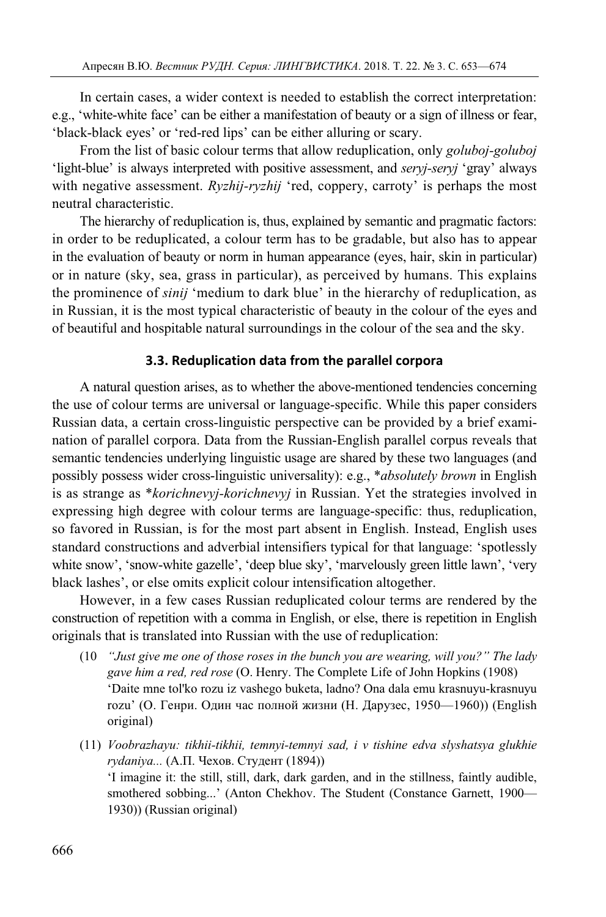In certain cases, a wider context is needed to establish the correct interpretation: e.g., 'white-white face' can be either a manifestation of beauty or a sign of illness or fear, 'black-black eyes' or 'red-red lips' can be either alluring or scary.

From the list of basic colour terms that allow reduplication, only *goluboj-goluboj* 'light-blue' is always interpreted with positive assessment, and *seryj-seryj* 'gray' always with negative assessment. *Ryzhij-ryzhij* 'red, coppery, carroty' is perhaps the most neutral characteristic.

The hierarchy of reduplication is, thus, explained by semantic and pragmatic factors: in order to be reduplicated, a colour term has to be gradable, but also has to appear in the evaluation of beauty or norm in human appearance (eyes, hair, skin in particular) or in nature (sky, sea, grass in particular), as perceived by humans. This explains the prominence of *sinij* 'medium to dark blue' in the hierarchy of reduplication, as in Russian, it is the most typical characteristic of beauty in the colour of the eyes and of beautiful and hospitable natural surroundings in the colour of the sea and the sky.

### 3.3. Reduplication data from the parallel corpora

A natural question arises, as to whether the above-mentioned tendencies concerning the use of colour terms are universal or language-specific. While this paper considers Russian data, a certain cross-linguistic perspective can be provided by a brief examination of parallel corpora. Data from the Russian-English parallel corpus reveals that semantic tendencies underlying linguistic usage are shared by these two languages (and possibly possess wider cross-linguistic universality): e.g., **absolutely brown* in English is as strange as **korichnevyj-korichnevyj* in Russian. Yet the strategies involved in expressing high degree with colour terms are language-specific: thus, reduplication, so favored in Russian, is for the most part absent in English. Instead, English uses standard constructions and adverbial intensifiers typical for that language: 'spotlessly white snow', 'snow-white gazelle', 'deep blue sky', 'marvelously green little lawn', 'very black lashes', or else omits explicit colour intensification altogether.

However, in a few cases Russian reduplicated colour terms are rendered by the construction of repetition with a comma in English, or else, there is repetition in English originals that is translated into Russian with the use of reduplication:

(10 *"Just give me one of those roses in the bunch you are wearing, will you?" The lady gave him a red, red rose* (O. Henry. The Complete Life of John Hopkins (1908)
'Daite mne tol'ko rozu iz vashego buketa, ladno? Ona dala emu krasnuyu-krasnuyu rozu' (О. Генри. Один час полной жизни (Н. Дарузес, 1950—1960)) (English original)

(11) *Voobrazhayu: tikhii-tikhii, temnyi-temnyi sad, i v tishine edva slyshatsya glukhie rydaniya...* (А.П. Чехов. Студент (1894))
'I imagine it: the still, still, dark, dark garden, and in the stillness, faintly audible, smothered sobbing...' (Anton Chekhov. The Student (Constance Garnett, 1900—1930)) (Russian original)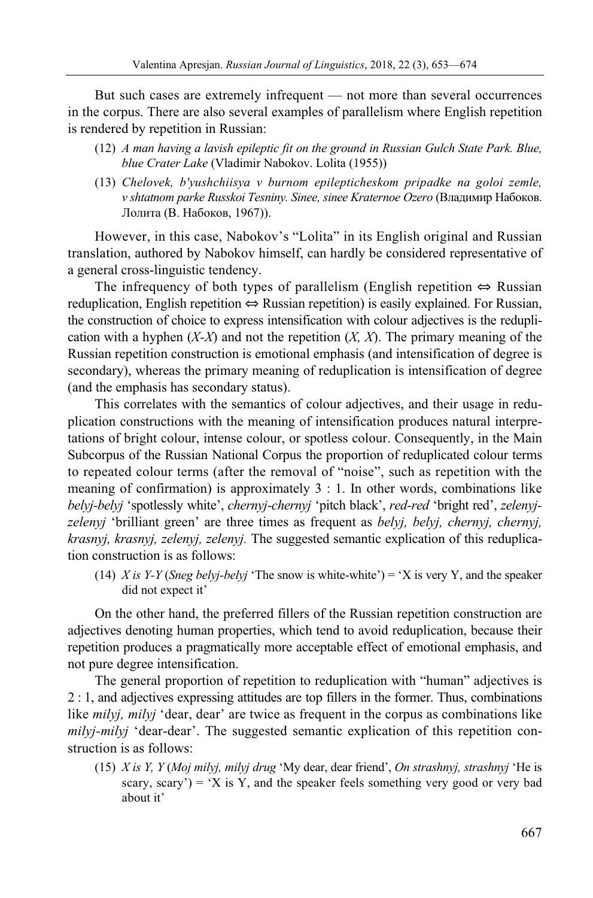But such cases are extremely infrequent — not more than several occurrences in the corpus. There are also several examples of parallelism where English repetition is rendered by repetition in Russian:

(12) *A man having a lavish epileptic fit on the ground in Russian Gulch State Park. Blue, blue Crater Lake* (Vladimir Nabokov. Lolita (1955))

(13) *Chelovek, b'yushchiisya v burnom epilepticheskom pripadke na goloi zemle, v shtatnom parke Russkoi Tesniny. Sinee, sinee Kraternoe Ozero* (Владимир Набоков. Лолита (В. Набоков, 1967)).

However, in this case, Nabokov's "Lolita" in its English original and Russian translation, authored by Nabokov himself, can hardly be considered representative of a general cross-linguistic tendency.

The infrequency of both types of parallelism (English repetition ⇔ Russian reduplication, English repetition ⇔ Russian repetition) is easily explained. For Russian, the construction of choice to express intensification with colour adjectives is the reduplication with a hyphen (*X-X*) and not the repetition (*X, X*). The primary meaning of the Russian repetition construction is emotional emphasis (and intensification of degree is secondary), whereas the primary meaning of reduplication is intensification of degree (and the emphasis has secondary status).

This correlates with the semantics of colour adjectives, and their usage in reduplication constructions with the meaning of intensification produces natural interpretations of bright colour, intense colour, or spotless colour. Consequently, in the Main Subcorpus of the Russian National Corpus the proportion of reduplicated colour terms to repeated colour terms (after the removal of "noise", such as repetition with the meaning of confirmation) is approximately 3 : 1. In other words, combinations like *belyj-belyj* 'spotlessly white', *chernyj-chernyj* 'pitch black', *red-red* 'bright red', *zelenyj-zelenyj* 'brilliant green' are three times as frequent as *belyj, belyj, chernyj, chernyj, krasnyj, krasnyj, zelenyj, zelenyj.* The suggested semantic explication of this reduplication construction is as follows:

(14) *X is Y-Y* (*Sneg belyj-belyj* 'The snow is white-white') = 'X is very Y, and the speaker did not expect it'

On the other hand, the preferred fillers of the Russian repetition construction are adjectives denoting human properties, which tend to avoid reduplication, because their repetition produces a pragmatically more acceptable effect of emotional emphasis, and not pure degree intensification.

The general proportion of repetition to reduplication with "human" adjectives is 2 : 1, and adjectives expressing attitudes are top fillers in the former. Thus, combinations like *milyj, milyj* 'dear, dear' are twice as frequent in the corpus as combinations like *milyj-milyj* 'dear-dear'. The suggested semantic explication of this repetition construction is as follows:

(15) *X is Y, Y* (*Moj milyj, milyj drug* 'My dear, dear friend', *On strashnyj, strashnyj* 'He is scary, scary') = 'X is Y, and the speaker feels something very good or very bad about it'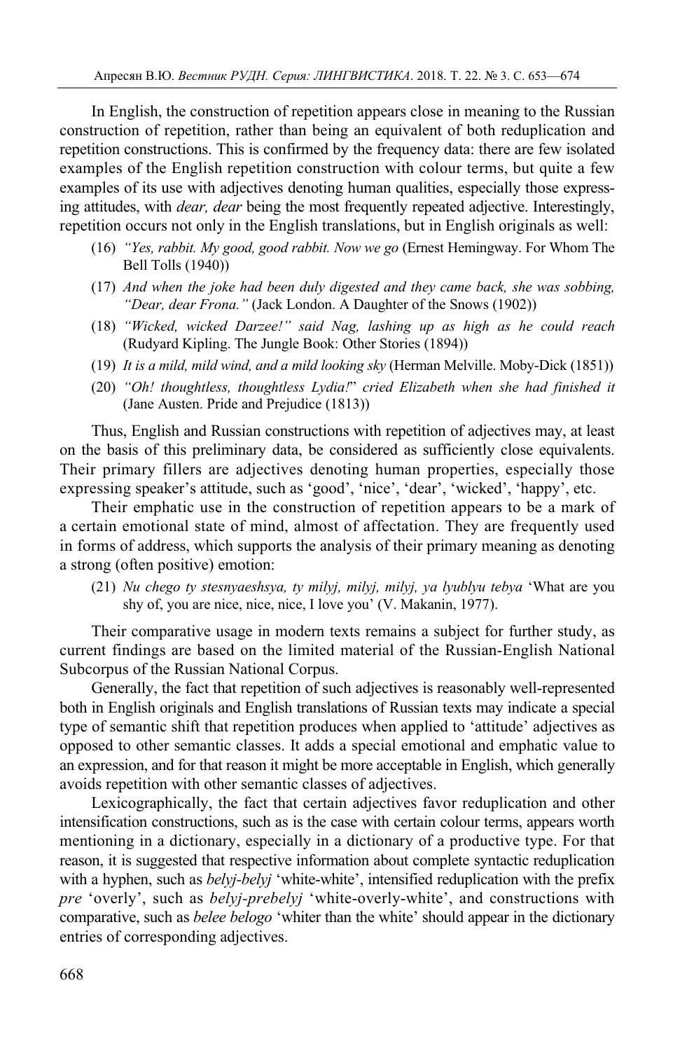In English, the construction of repetition appears close in meaning to the Russian construction of repetition, rather than being an equivalent of both reduplication and repetition constructions. This is confirmed by the frequency data: there are few isolated examples of the English repetition construction with colour terms, but quite a few examples of its use with adjectives denoting human qualities, especially those expressing attitudes, with *dear, dear* being the most frequently repeated adjective. Interestingly, repetition occurs not only in the English translations, but in English originals as well:

(16) *"Yes, rabbit. My good, good rabbit. Now we go* (Ernest Hemingway. For Whom The Bell Tolls (1940))

(17) *And when the joke had been duly digested and they came back, she was sobbing, "Dear, dear Frona."* (Jack London. A Daughter of the Snows (1902))

(18) *"Wicked, wicked Darzee!" said Nag, lashing up as high as he could reach* (Rudyard Kipling. The Jungle Book: Other Stories (1894))

(19) *It is a mild, mild wind, and a mild looking sky* (Herman Melville. Moby-Dick (1851))

(20) *"Oh! thoughtless, thoughtless Lydia!" cried Elizabeth when she had finished it* (Jane Austen. Pride and Prejudice (1813))

Thus, English and Russian constructions with repetition of adjectives may, at least on the basis of this preliminary data, be considered as sufficiently close equivalents. Their primary fillers are adjectives denoting human properties, especially those expressing speaker's attitude, such as 'good', 'nice', 'dear', 'wicked', 'happy', etc.

Their emphatic use in the construction of repetition appears to be a mark of a certain emotional state of mind, almost of affectation. They are frequently used in forms of address, which supports the analysis of their primary meaning as denoting a strong (often positive) emotion:

(21) *Nu chego ty stesnyaeshsya, ty milyj, milyj, milyj, ya lyublyu tebya* 'What are you shy of, you are nice, nice, nice, I love you' (V. Makanin, 1977).

Their comparative usage in modern texts remains a subject for further study, as current findings are based on the limited material of the Russian-English National Subcorpus of the Russian National Corpus.

Generally, the fact that repetition of such adjectives is reasonably well-represented both in English originals and English translations of Russian texts may indicate a special type of semantic shift that repetition produces when applied to 'attitude' adjectives as opposed to other semantic classes. It adds a special emotional and emphatic value to an expression, and for that reason it might be more acceptable in English, which generally avoids repetition with other semantic classes of adjectives.

Lexicographically, the fact that certain adjectives favor reduplication and other intensification constructions, such as is the case with certain colour terms, appears worth mentioning in a dictionary, especially in a dictionary of a productive type. For that reason, it is suggested that respective information about complete syntactic reduplication with a hyphen, such as *belyj-belyj* 'white-white', intensified reduplication with the prefix *pre* 'overly', such as *belyj-prebelyj* 'white-overly-white', and constructions with comparative, such as *belee belogo* 'whiter than the white' should appear in the dictionary entries of corresponding adjectives.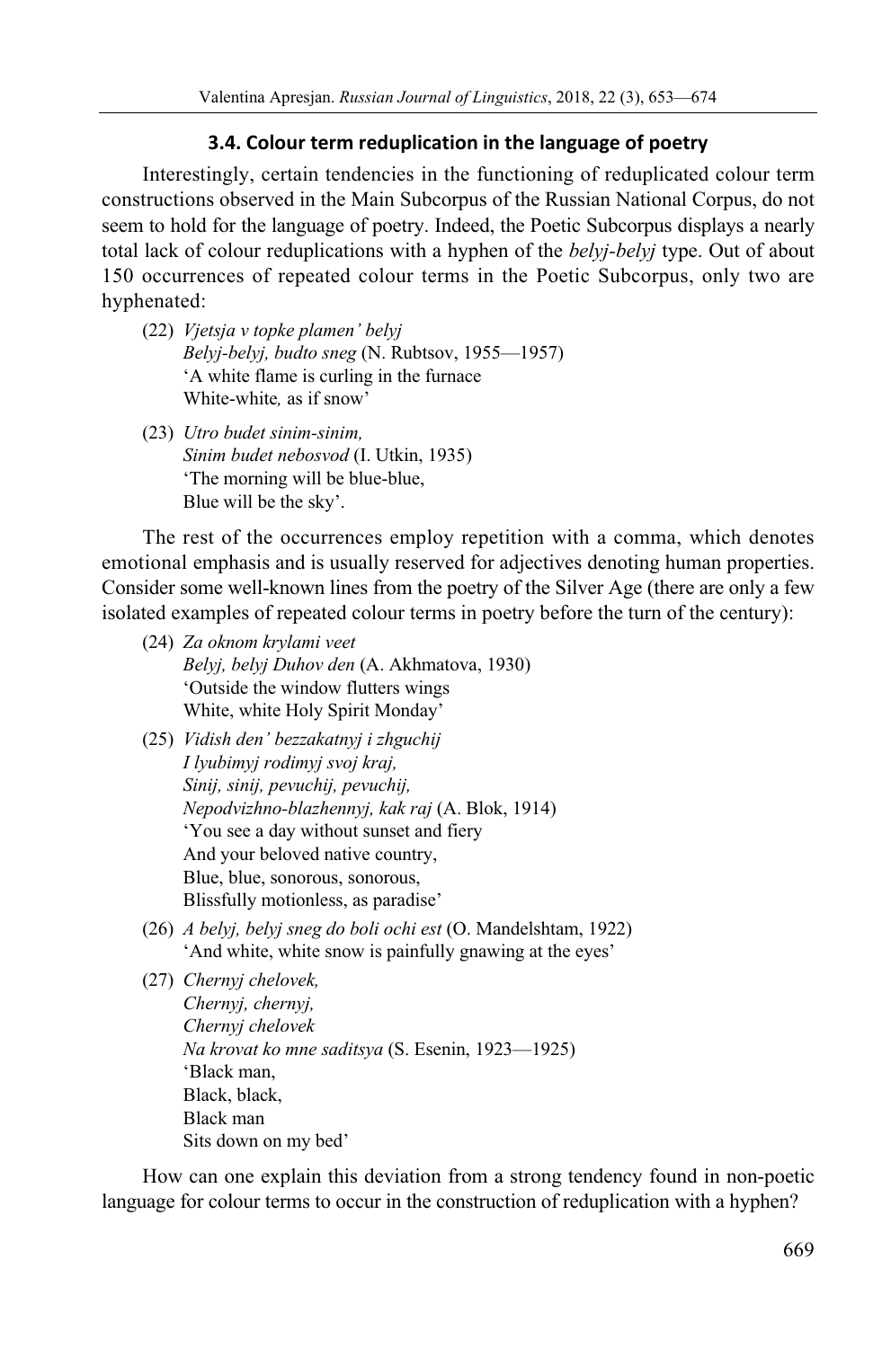### 3.4. Colour term reduplication in the language of poetry

Interestingly, certain tendencies in the functioning of reduplicated colour term constructions observed in the Main Subcorpus of the Russian National Corpus, do not seem to hold for the language of poetry. Indeed, the Poetic Subcorpus displays a nearly total lack of colour reduplications with a hyphen of the *belyj-belyj* type. Out of about 150 occurrences of repeated colour terms in the Poetic Subcorpus, only two are hyphenated:

(22) *Vjetsja v topke plamen' belyj*
*Belyj-belyj, budto sneg* (N. Rubtsov, 1955—1957)
'A white flame is curling in the furnace
White-white*,* as if snow'

(23) *Utro budet sinim-sinim,*
*Sinim budet nebosvod* (I. Utkin, 1935)
'The morning will be blue-blue,
Blue will be the sky'.

The rest of the occurrences employ repetition with a comma, which denotes emotional emphasis and is usually reserved for adjectives denoting human properties. Consider some well-known lines from the poetry of the Silver Age (there are only a few isolated examples of repeated colour terms in poetry before the turn of the century):

(24) *Za oknom krylami veet*
*Belyj, belyj Duhov den* (A. Akhmatova, 1930)
'Outside the window flutters wings
White, white Holy Spirit Monday'

(25) *Vidish den' bezzakatnyj i zhguchij*
*I lyubimyj rodimyj svoj kraj,*
*Sinij, sinij, pevuchij, pevuchij,*
*Nepodvizhno-blazhennyj, kak raj* (A. Blok, 1914)
'You see a day without sunset and fiery
And your beloved native country,
Blue, blue, sonorous, sonorous,
Blissfully motionless, as paradise'

(26) *A belyj, belyj sneg do boli ochi est* (O. Mandelshtam, 1922)
'And white, white snow is painfully gnawing at the eyes'

(27) *Chernyj chelovek,*
*Chernyj, chernyj,*
*Chernyj chelovek*
*Na krovat ko mne saditsya* (S. Esenin, 1923—1925)
'Black man,
Black, black,
Black man
Sits down on my bed'

How can one explain this deviation from a strong tendency found in non-poetic language for colour terms to occur in the construction of reduplication with a hyphen?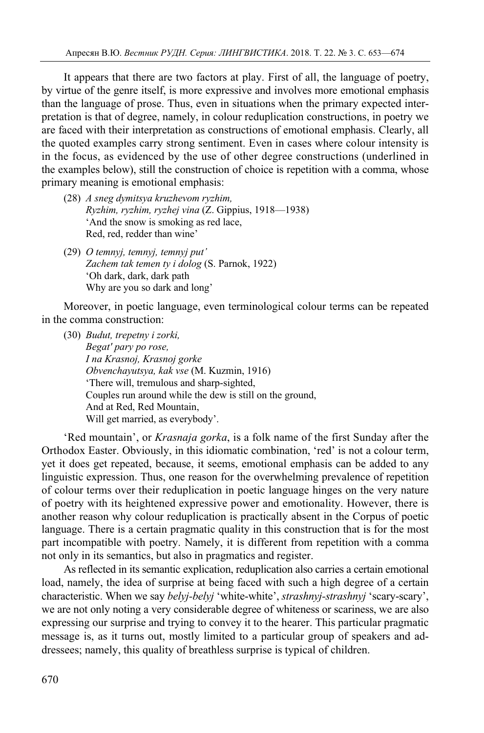It appears that there are two factors at play. First of all, the language of poetry, by virtue of the genre itself, is more expressive and involves more emotional emphasis than the language of prose. Thus, even in situations when the primary expected interpretation is that of degree, namely, in colour reduplication constructions, in poetry we are faced with their interpretation as constructions of emotional emphasis. Clearly, all the quoted examples carry strong sentiment. Even in cases where colour intensity is in the focus, as evidenced by the use of other degree constructions (underlined in the examples below), still the construction of choice is repetition with a comma, whose primary meaning is emotional emphasis:

(28) *A sneg dymitsya kruzhevom ryzhim,*
*Ryzhim, ryzhim, ryzhej vina* (Z. Gippius, 1918—1938)
'And the snow is smoking as red lace,
Red, red, redder than wine'

(29) *O temnyj, temnyj, temnyj put'*
*Zachem tak temen ty i dolog* (S. Parnok, 1922)
'Oh dark, dark, dark path
Why are you so dark and long'

Moreover, in poetic language, even terminological colour terms can be repeated in the comma construction:

(30) *Budut, trepetny i zorki,*
*Begat' pary po rose,*
*I na Krasnoj, Krasnoj gorke*
*Obvenchayutsya, kak vse* (M. Kuzmin, 1916)
'There will, tremulous and sharp-sighted,
Couples run around while the dew is still on the ground,
And at Red, Red Mountain,
Will get married, as everybody'.

'Red mountain', or *Krasnaja gorka*, is a folk name of the first Sunday after the Orthodox Easter. Obviously, in this idiomatic combination, 'red' is not a colour term, yet it does get repeated, because, it seems, emotional emphasis can be added to any linguistic expression. Thus, one reason for the overwhelming prevalence of repetition of colour terms over their reduplication in poetic language hinges on the very nature of poetry with its heightened expressive power and emotionality. However, there is another reason why colour reduplication is practically absent in the Corpus of poetic language. There is a certain pragmatic quality in this construction that is for the most part incompatible with poetry. Namely, it is different from repetition with a comma not only in its semantics, but also in pragmatics and register.

As reflected in its semantic explication, reduplication also carries a certain emotional load, namely, the idea of surprise at being faced with such a high degree of a certain characteristic. When we say *belyj-belyj* 'white-white', *strashnyj-strashnyj* 'scary-scary', we are not only noting a very considerable degree of whiteness or scariness, we are also expressing our surprise and trying to convey it to the hearer. This particular pragmatic message is, as it turns out, mostly limited to a particular group of speakers and addressees; namely, this quality of breathless surprise is typical of children.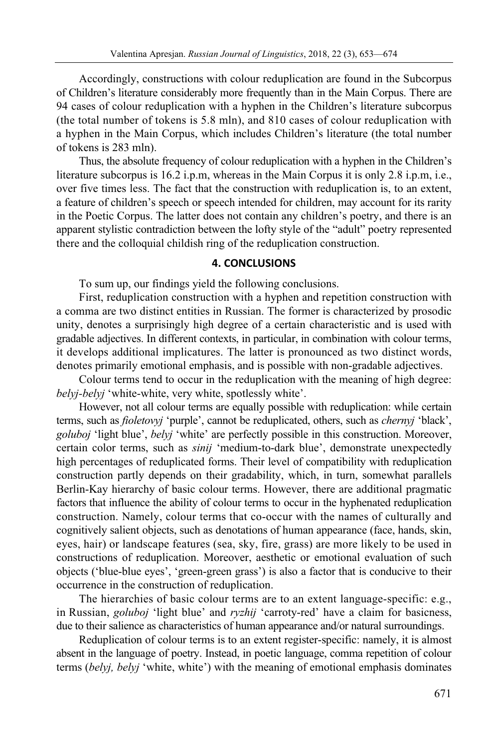Accordingly, constructions with colour reduplication are found in the Subcorpus of Children's literature considerably more frequently than in the Main Corpus. There are 94 cases of colour reduplication with a hyphen in the Children's literature subcorpus (the total number of tokens is 5.8 mln), and 810 cases of colour reduplication with a hyphen in the Main Corpus, which includes Children's literature (the total number of tokens is 283 mln).

Thus, the absolute frequency of colour reduplication with a hyphen in the Children's literature subcorpus is 16.2 i.p.m, whereas in the Main Corpus it is only 2.8 i.p.m, i.e., over five times less. The fact that the construction with reduplication is, to an extent, a feature of children's speech or speech intended for children, may account for its rarity in the Poetic Corpus. The latter does not contain any children's poetry, and there is an apparent stylistic contradiction between the lofty style of the "adult" poetry represented there and the colloquial childish ring of the reduplication construction.

## 4. CONCLUSIONS

To sum up, our findings yield the following conclusions.

First, reduplication construction with a hyphen and repetition construction with a comma are two distinct entities in Russian. The former is characterized by prosodic unity, denotes a surprisingly high degree of a certain characteristic and is used with gradable adjectives. In different contexts, in particular, in combination with colour terms, it develops additional implicatures. The latter is pronounced as two distinct words, denotes primarily emotional emphasis, and is possible with non-gradable adjectives.

Colour terms tend to occur in the reduplication with the meaning of high degree: *belyj-belyj* 'white-white, very white, spotlessly white'.

However, not all colour terms are equally possible with reduplication: while certain terms, such as *fioletovyj* 'purple', cannot be reduplicated, others, such as *chernyj* 'black', *goluboj* 'light blue', *belyj* 'white' are perfectly possible in this construction. Moreover, certain color terms, such as *sinij* 'medium-to-dark blue', demonstrate unexpectedly high percentages of reduplicated forms. Their level of compatibility with reduplication construction partly depends on their gradability, which, in turn, somewhat parallels Berlin-Kay hierarchy of basic colour terms. However, there are additional pragmatic factors that influence the ability of colour terms to occur in the hyphenated reduplication construction. Namely, colour terms that co-occur with the names of culturally and cognitively salient objects, such as denotations of human appearance (face, hands, skin, eyes, hair) or landscape features (sea, sky, fire, grass) are more likely to be used in constructions of reduplication. Moreover, aesthetic or emotional evaluation of such objects ('blue-blue eyes', 'green-green grass') is also a factor that is conducive to their occurrence in the construction of reduplication.

The hierarchies of basic colour terms are to an extent language-specific: e.g., in Russian, *goluboj* 'light blue' and *ryzhij* 'carroty-red' have a claim for basicness, due to their salience as characteristics of human appearance and/or natural surroundings.

Reduplication of colour terms is to an extent register-specific: namely, it is almost absent in the language of poetry. Instead, in poetic language, comma repetition of colour terms (*belyj, belyj* 'white, white') with the meaning of emotional emphasis dominates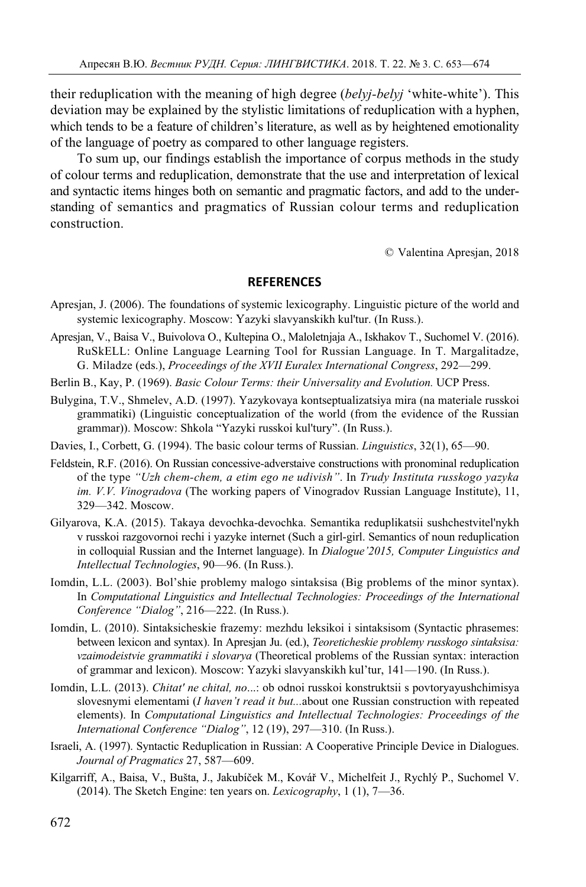their reduplication with the meaning of high degree (*belyj-belyj* 'white-white'). This deviation may be explained by the stylistic limitations of reduplication with a hyphen, which tends to be a feature of children's literature, as well as by heightened emotionality of the language of poetry as compared to other language registers.

To sum up, our findings establish the importance of corpus methods in the study of colour terms and reduplication, demonstrate that the use and interpretation of lexical and syntactic items hinges both on semantic and pragmatic factors, and add to the understanding of semantics and pragmatics of Russian colour terms and reduplication construction.

© Valentina Apresjan, 2018

## REFERENCES

Apresjan, J. (2006). The foundations of systemic lexicography. Linguistic picture of the world and systemic lexicography. Moscow: Yazyki slavyanskikh kul'tur. (In Russ.).

Apresjan, V., Baisa V., Buivolova O., Kultepina O., Maloletnjaja A., Iskhakov T., Suchomel V. (2016). RuSkELL: Online Language Learning Tool for Russian Language. In T. Margalitadze, G. Miladze (eds.), *Proceedings of the XVII Euralex International Congress*, 292—299.

Berlin B., Kay, P. (1969). *Basic Colour Terms: their Universality and Evolution.* UCP Press.

Bulygina, T.V., Shmelev, A.D. (1997). Yazykovaya kontseptualizatsiya mira (na materiale russkoi grammatiki) (Linguistic conceptualization of the world (from the evidence of the Russian grammar)). Moscow: Shkola "Yazyki russkoi kul'tury". (In Russ.).

Davies, I., Corbett, G. (1994). The basic colour terms of Russian. *Linguistics*, 32(1), 65—90.

Feldstein, R.F. (2016). On Russian concessive-adverstaive constructions with pronominal reduplication of the type *"Uzh chem-chem, a etim ego ne udivish"*. In *Trudy Instituta russkogo yazyka im. V.V. Vinogradova* (The working papers of Vinogradov Russian Language Institute), 11, 329—342. Moscow.

Gilyarova, K.A. (2015). Takaya devochka-devochka. Semantika reduplikatsii sushchestvitel'nykh v russkoi razgovornoi rechi i yazyke internet (Such a girl-girl. Semantics of noun reduplication in colloquial Russian and the Internet language). In *Dialogue'2015, Computer Linguistics and Intellectual Technologies*, 90—96. (In Russ.).

Iomdin, L.L. (2003). Bol'shie problemy malogo sintaksisa (Big problems of the minor syntax). In *Computational Linguistics and Intellectual Technologies: Proceedings of the International Conference "Dialog"*, 216—222. (In Russ.).

Iomdin, L. (2010). Sintaksicheskie frazemy: mezhdu leksikoi i sintaksisom (Syntactic phrasemes: between lexicon and syntax). In Apresjan Ju. (ed.), *Teoreticheskie problemy russkogo sintaksisa: vzaimodeistvie grammatiki i slovarya* (Theoretical problems of the Russian syntax: interaction of grammar and lexicon). Moscow: Yazyki slavyanskikh kul'tur, 141—190. (In Russ.).

Iomdin, L.L. (2013). *Chitat' ne chital, no*...: ob odnoi russkoi konstruktsii s povtoryayushchimisya slovesnymi elementami (*I haven't read it but...*about one Russian construction with repeated elements). In *Computational Linguistics and Intellectual Technologies: Proceedings of the International Conference "Dialog"*, 12 (19), 297—310. (In Russ.).

Israeli, A. (1997). Syntactic Reduplication in Russian: A Cooperative Principle Device in Dialogues. *Journal of Pragmatics* 27, 587—609.

Kilgarriff, A., Baisa, V., Bušta, J., Jakubíček M., Kovář V., Michelfeit J., Rychlý P., Suchomel V. (2014). The Sketch Engine: ten years on. *Lexicography*, 1 (1), 7—36.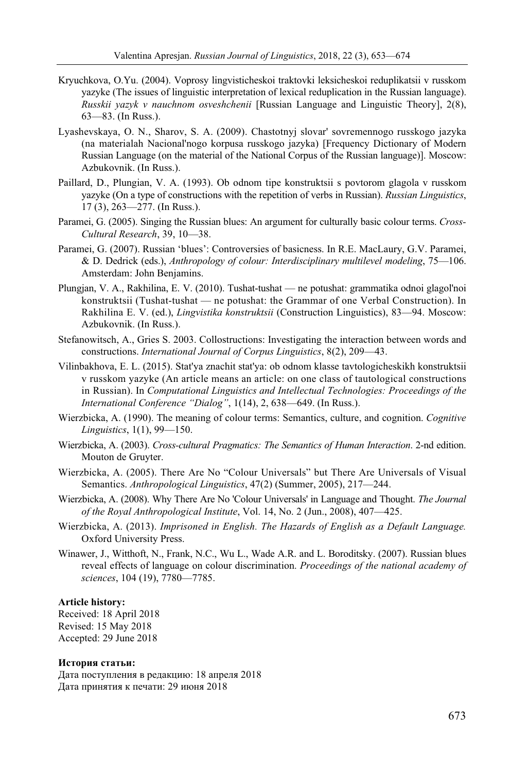Kryuchkova, O.Yu. (2004). Voprosy lingvisticheskoi traktovki leksicheskoi reduplikatsii v russkom yazyke (The issues of linguistic interpretation of lexical reduplication in the Russian language). *Russkii yazyk v nauchnom osveshchenii* [Russian Language and Linguistic Theory], 2(8), 63—83. (In Russ.).

Lyashevskaya, O. N., Sharov, S. A. (2009). Chastotnyj slovar' sovremennogo russkogo jazyka (na materialah Nacional'nogo korpusa russkogo jazyka) [Frequency Dictionary of Modern Russian Language (on the material of the National Corpus of the Russian language)]. Moscow: Azbukovnik. (In Russ.).

Paillard, D., Plungian, V. A. (1993). Ob odnom tipe konstruktsii s povtorom glagola v russkom yazyke (On a type of constructions with the repetition of verbs in Russian). *Russian Linguistics*, 17 (3), 263—277. (In Russ.).

Paramei, G. (2005). Singing the Russian blues: An argument for culturally basic colour terms. *Cross-Cultural Research*, 39, 10—38.

Paramei, G. (2007). Russian 'blues': Controversies of basicness. In R.E. MacLaury, G.V. Paramei, & D. Dedrick (eds.), *Anthropology of colour: Interdisciplinary multilevel modeling*, 75—106. Amsterdam: John Benjamins.

Plungjan, V. A., Rakhilina, E. V. (2010). Tushat-tushat — ne potushat: grammatika odnoi glagol'noi konstruktsii (Tushat-tushat — ne potushat: the Grammar of one Verbal Construction). In Rakhilina E. V. (ed.), *Lingvistika konstruktsii* (Construction Linguistics), 83—94. Moscow: Azbukovnik. (In Russ.).

Stefanowitsch, A., Gries S. 2003. Collostructions: Investigating the interaction between words and constructions. *International Journal of Corpus Linguistics*, 8(2), 209—43.

Vilinbakhova, E. L. (2015). Stat'ya znachit stat'ya: ob odnom klasse tavtologicheskikh konstruktsii v russkom yazyke (An article means an article: on one class of tautological constructions in Russian). In *Computational Linguistics and Intellectual Technologies: Proceedings of the International Conference "Dialog"*, 1(14), 2, 638—649. (In Russ.).

Wierzbicka, A. (1990). The meaning of colour terms: Semantics, culture, and cognition. *Cognitive Linguistics*, 1(1), 99—150.

Wierzbicka, A. (2003). *Cross-cultural Pragmatics: The Semantics of Human Interaction*. 2-nd edition. Mouton de Gruyter.

Wierzbicka, A. (2005). There Are No "Colour Universals" but There Are Universals of Visual Semantics. *Anthropological Linguistics*, 47(2) (Summer, 2005), 217—244.

Wierzbicka, A. (2008). Why There Are No 'Colour Universals' in Language and Thought. *The Journal of the Royal Anthropological Institute*, Vol. 14, No. 2 (Jun., 2008), 407—425.

Wierzbicka, A. (2013). *Imprisoned in English. The Hazards of English as a Default Language.* Oxford University Press.

Winawer, J., Witthoft, N., Frank, N.C., Wu L., Wade A.R. and L. Boroditsky. (2007). Russian blues reveal effects of language on colour discrimination. *Proceedings of the national academy of sciences*, 104 (19), 7780—7785.

**Article history:**
Received: 18 April 2018
Revised: 15 May 2018
Accepted: 29 June 2018

**История статьи:**
Дата поступления в редакцию: 18 апреля 2018
Дата принятия к печати: 29 июня 2018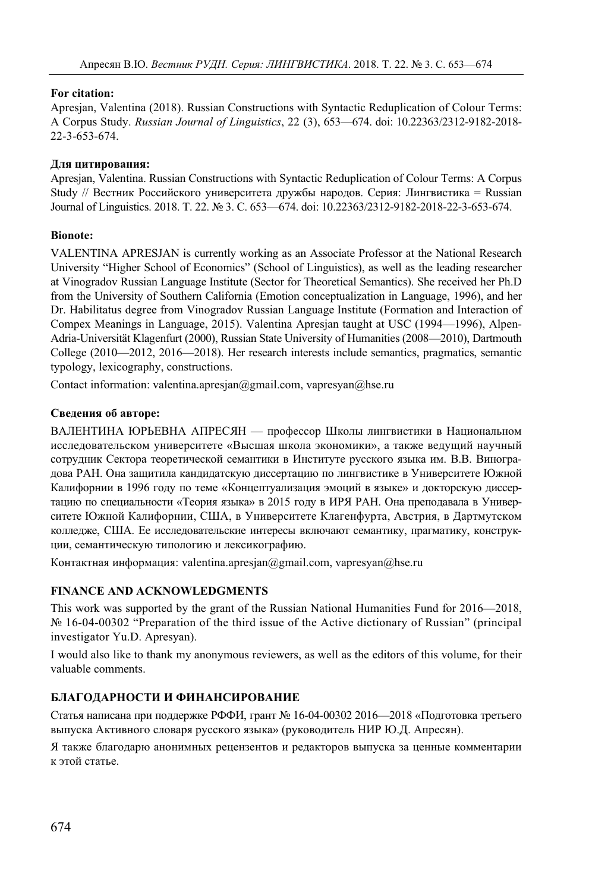**For citation:**

Apresjan, Valentina (2018). Russian Constructions with Syntactic Reduplication of Colour Terms: A Corpus Study. *Russian Journal of Linguistics*, 22 (3), 653—674. doi: 10.22363/2312-9182-2018-22-3-653-674.

**Для цитирования:**

Apresjan, Valentina. Russian Constructions with Syntactic Reduplication of Colour Terms: A Corpus Study // Вестник Российского университета дружбы народов. Серия: Лингвистика = Russian Journal of Linguistics. 2018. Т. 22. № 3. С. 653—674. doi: 10.22363/2312-9182-2018-22-3-653-674.

**Bionote:**

VALENTINA APRESJAN is currently working as an Associate Professor at the National Research University "Higher School of Economics" (School of Linguistics), as well as the leading researcher at Vinogradov Russian Language Institute (Sector for Theoretical Semantics). She received her Ph.D from the University of Southern California (Emotion conceptualization in Language, 1996), and her Dr. Habilitatus degree from Vinogradov Russian Language Institute (Formation and Interaction of Compex Meanings in Language, 2015). Valentina Apresjan taught at USC (1994—1996), Alpen-Adria-Universität Klagenfurt (2000), Russian State University of Humanities (2008—2010), Dartmouth College (2010—2012, 2016—2018). Her research interests include semantics, pragmatics, semantic typology, lexicography, constructions.

Contact information: valentina.apresjan@gmail.com, vapresyan@hse.ru

**Сведения об авторе:**

ВАЛЕНТИНА ЮРЬЕВНА АПРЕСЯН — профессор Школы лингвистики в Национальном исследовательском университете «Высшая школа экономики», а также ведущий научный сотрудник Сектора теоретической семантики в Институте русского языка им. В.В. Виноградова РАН. Она защитила кандидатскую диссертацию по лингвистике в Университете Южной Калифорнии в 1996 году по теме «Концептуализация эмоций в языке» и докторскую диссертацию по специальности «Теория языка» в 2015 году в ИРЯ РАН. Она преподавала в Университете Южной Калифорнии, США, в Университете Клагенфурта, Австрия, в Дартмутском колледже, США. Ее исследовательские интересы включают семантику, прагматику, конструкции, семантическую типологию и лексикографию.

Контактная информация: valentina.apresjan@gmail.com, vapresyan@hse.ru

**FINANCE AND ACKNOWLEDGMENTS**

This work was supported by the grant of the Russian National Humanities Fund for 2016—2018, № 16-04-00302 "Preparation of the third issue of the Active dictionary of Russian" (principal investigator Yu.D. Apresyan).

I would also like to thank my anonymous reviewers, as well as the editors of this volume, for their valuable comments.

**БЛАГОДАРНОСТИ И ФИНАНСИРОВАНИЕ**

Статья написана при поддержке РФФИ, грант № 16-04-00302 2016—2018 «Подготовка третьего выпуска Активного словаря русского языка» (руководитель НИР Ю.Д. Апресян).

Я также благодарю анонимных рецензентов и редакторов выпуска за ценные комментарии к этой статье.